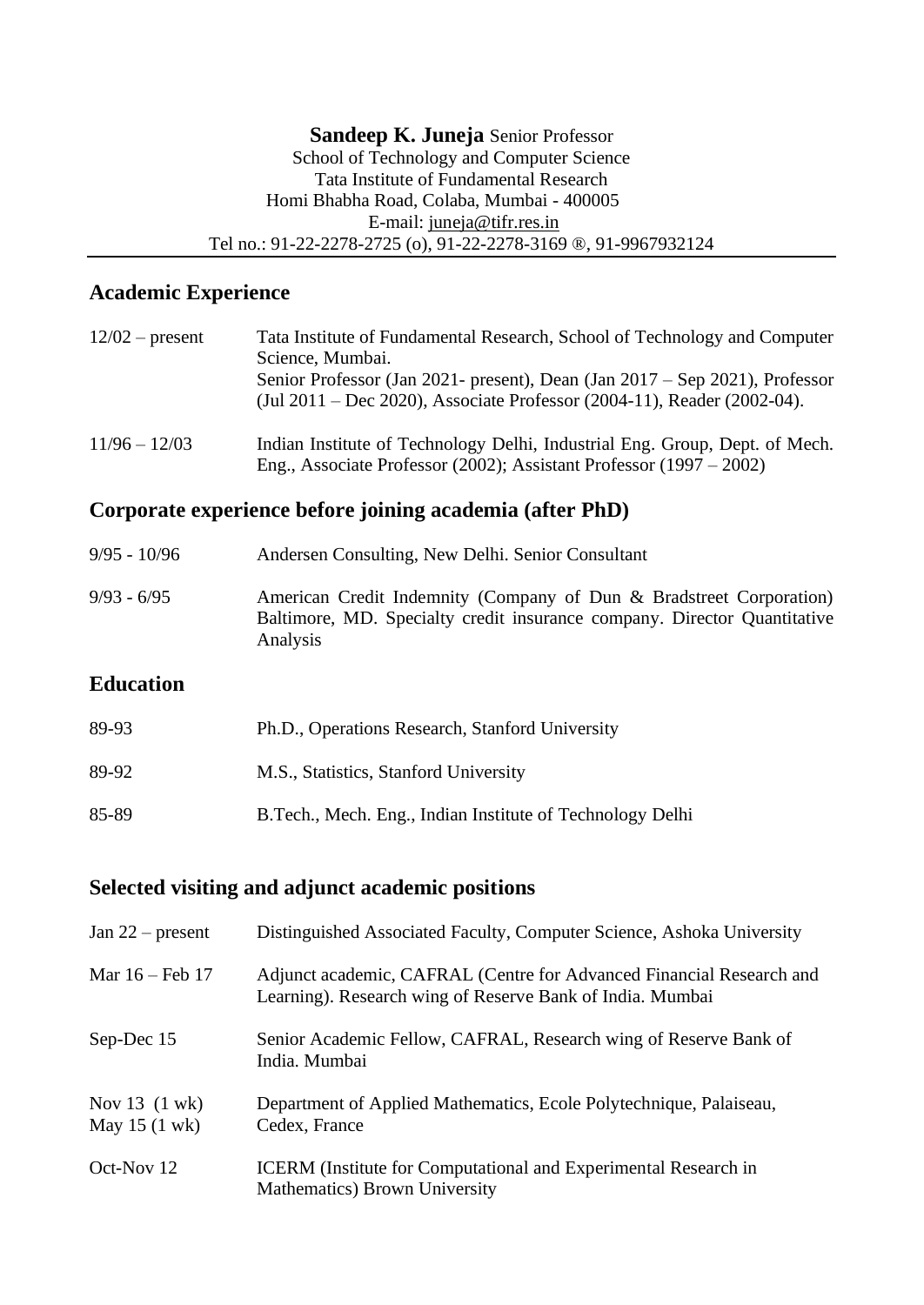**Sandeep K. Juneja** Senior Professor
School of Technology and Computer Science
Tata Institute of Fundamental Research
Homi Bhabha Road, Colaba, Mumbai - 400005
E-mail: juneja@tifr.res.in
Tel no.: 91-22-2278-2725 (o), 91-22-2278-3169 ®, 91-9967932124

## Academic Experience

| | |
|---|---|
| 12/02 – present | Tata Institute of Fundamental Research, School of Technology and Computer Science, Mumbai. Senior Professor (Jan 2021- present), Dean (Jan 2017 – Sep 2021), Professor (Jul 2011 – Dec 2020), Associate Professor (2004-11), Reader (2002-04). |
| 11/96 – 12/03 | Indian Institute of Technology Delhi, Industrial Eng. Group, Dept. of Mech. Eng., Associate Professor (2002); Assistant Professor (1997 – 2002) |

## Corporate experience before joining academia (after PhD)

| | |
|---|---|
| 9/95 - 10/96 | Andersen Consulting, New Delhi. Senior Consultant |
| 9/93 - 6/95 | American Credit Indemnity (Company of Dun & Bradstreet Corporation) Baltimore, MD. Specialty credit insurance company. Director Quantitative Analysis |

## Education

| | |
|---|---|
| 89-93 | Ph.D., Operations Research, Stanford University |
| 89-92 | M.S., Statistics, Stanford University |
| 85-89 | B.Tech., Mech. Eng., Indian Institute of Technology Delhi |

## Selected visiting and adjunct academic positions

| | |
|---|---|
| Jan 22 – present | Distinguished Associated Faculty, Computer Science, Ashoka University |
| Mar 16 – Feb 17 | Adjunct academic, CAFRAL (Centre for Advanced Financial Research and Learning). Research wing of Reserve Bank of India. Mumbai |
| Sep-Dec 15 | Senior Academic Fellow, CAFRAL, Research wing of Reserve Bank of India. Mumbai |
| Nov 13 (1 wk) May 15 (1 wk) | Department of Applied Mathematics, Ecole Polytechnique, Palaiseau, Cedex, France |
| Oct-Nov 12 | ICERM (Institute for Computational and Experimental Research in Mathematics) Brown University |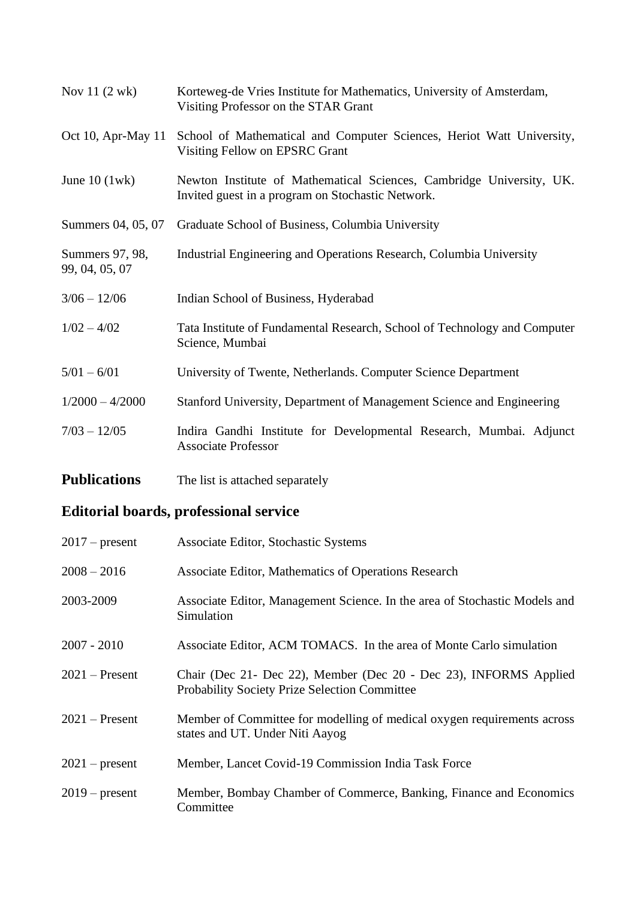| | |
|---|---|
| Nov 11 (2 wk) | Korteweg-de Vries Institute for Mathematics, University of Amsterdam, Visiting Professor on the STAR Grant |
| Oct 10, Apr-May 11 | School of Mathematical and Computer Sciences, Heriot Watt University, Visiting Fellow on EPSRC Grant |
| June 10 (1wk) | Newton Institute of Mathematical Sciences, Cambridge University, UK. Invited guest in a program on Stochastic Network. |
| Summers 04, 05, 07 | Graduate School of Business, Columbia University |
| Summers 97, 98, 99, 04, 05, 07 | Industrial Engineering and Operations Research, Columbia University |
| 3/06 – 12/06 | Indian School of Business, Hyderabad |
| 1/02 – 4/02 | Tata Institute of Fundamental Research, School of Technology and Computer Science, Mumbai |
| 5/01 – 6/01 | University of Twente, Netherlands. Computer Science Department |
| 1/2000 – 4/2000 | Stanford University, Department of Management Science and Engineering |
| 7/03 – 12/05 | Indira Gandhi Institute for Developmental Research, Mumbai. Adjunct Associate Professor |

**Publications** The list is attached separately

## Editorial boards, professional service

| | |
|---|---|
| 2017 – present | Associate Editor, Stochastic Systems |
| 2008 – 2016 | Associate Editor, Mathematics of Operations Research |
| 2003-2009 | Associate Editor, Management Science. In the area of Stochastic Models and Simulation |
| 2007 - 2010 | Associate Editor, ACM TOMACS. In the area of Monte Carlo simulation |
| 2021 – Present | Chair (Dec 21- Dec 22), Member (Dec 20 - Dec 23), INFORMS Applied Probability Society Prize Selection Committee |
| 2021 – Present | Member of Committee for modelling of medical oxygen requirements across states and UT. Under Niti Aayog |
| 2021 – present | Member, Lancet Covid-19 Commission India Task Force |
| 2019 – present | Member, Bombay Chamber of Commerce, Banking, Finance and Economics Committee |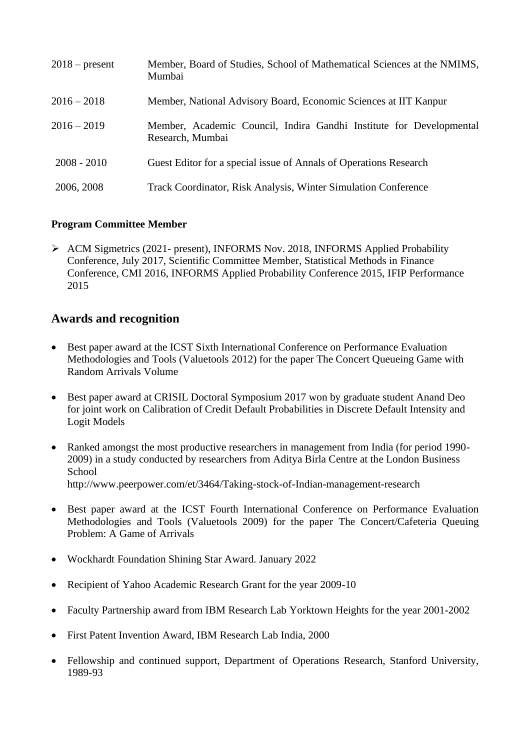| | |
|---|---|
| 2018 – present | Member, Board of Studies, School of Mathematical Sciences at the NMIMS, Mumbai |
| 2016 – 2018 | Member, National Advisory Board, Economic Sciences at IIT Kanpur |
| 2016 – 2019 | Member, Academic Council, Indira Gandhi Institute for Developmental Research, Mumbai |
| 2008 - 2010 | Guest Editor for a special issue of Annals of Operations Research |
| 2006, 2008 | Track Coordinator, Risk Analysis, Winter Simulation Conference |

**Program Committee Member**

- ACM Sigmetrics (2021- present), INFORMS Nov. 2018, INFORMS Applied Probability Conference, July 2017, Scientific Committee Member, Statistical Methods in Finance Conference, CMI 2016, INFORMS Applied Probability Conference 2015, IFIP Performance 2015

## Awards and recognition

- Best paper award at the ICST Sixth International Conference on Performance Evaluation Methodologies and Tools (Valuetools 2012) for the paper The Concert Queueing Game with Random Arrivals Volume
- Best paper award at CRISIL Doctoral Symposium 2017 won by graduate student Anand Deo for joint work on Calibration of Credit Default Probabilities in Discrete Default Intensity and Logit Models
- Ranked amongst the most productive researchers in management from India (for period 1990-2009) in a study conducted by researchers from Aditya Birla Centre at the London Business School
  http://www.peerpower.com/et/3464/Taking-stock-of-Indian-management-research
- Best paper award at the ICST Fourth International Conference on Performance Evaluation Methodologies and Tools (Valuetools 2009) for the paper The Concert/Cafeteria Queuing Problem: A Game of Arrivals
- Wockhardt Foundation Shining Star Award. January 2022
- Recipient of Yahoo Academic Research Grant for the year 2009-10
- Faculty Partnership award from IBM Research Lab Yorktown Heights for the year 2001-2002
- First Patent Invention Award, IBM Research Lab India, 2000
- Fellowship and continued support, Department of Operations Research, Stanford University, 1989-93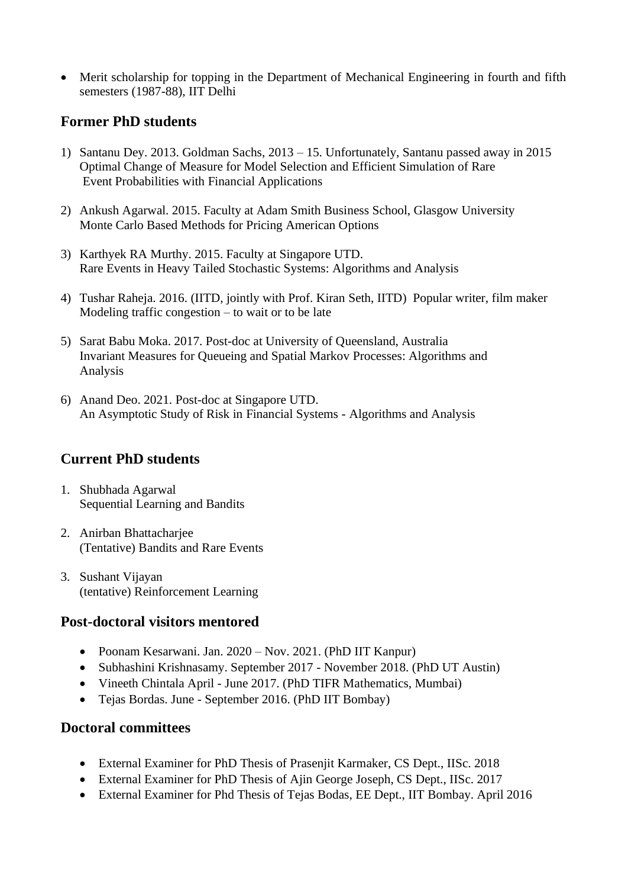- Merit scholarship for topping in the Department of Mechanical Engineering in fourth and fifth semesters (1987-88), IIT Delhi

## Former PhD students

1) Santanu Dey. 2013. Goldman Sachs, 2013 – 15. Unfortunately, Santanu passed away in 2015
   Optimal Change of Measure for Model Selection and Efficient Simulation of Rare Event Probabilities with Financial Applications

2) Ankush Agarwal. 2015. Faculty at Adam Smith Business School, Glasgow University
   Monte Carlo Based Methods for Pricing American Options

3) Karthyek RA Murthy. 2015. Faculty at Singapore UTD.
   Rare Events in Heavy Tailed Stochastic Systems: Algorithms and Analysis

4) Tushar Raheja. 2016. (IITD, jointly with Prof. Kiran Seth, IITD) Popular writer, film maker
   Modeling traffic congestion – to wait or to be late

5) Sarat Babu Moka. 2017. Post-doc at University of Queensland, Australia
   Invariant Measures for Queueing and Spatial Markov Processes: Algorithms and Analysis

6) Anand Deo. 2021. Post-doc at Singapore UTD.
   An Asymptotic Study of Risk in Financial Systems - Algorithms and Analysis

## Current PhD students

1. Shubhada Agarwal
   Sequential Learning and Bandits

2. Anirban Bhattacharjee
   (Tentative) Bandits and Rare Events

3. Sushant Vijayan
   (tentative) Reinforcement Learning

## Post-doctoral visitors mentored

- Poonam Kesarwani. Jan. 2020 – Nov. 2021. (PhD IIT Kanpur)
- Subhashini Krishnasamy. September 2017 - November 2018. (PhD UT Austin)
- Vineeth Chintala April - June 2017. (PhD TIFR Mathematics, Mumbai)
- Tejas Bordas. June - September 2016. (PhD IIT Bombay)

## Doctoral committees

- External Examiner for PhD Thesis of Prasenjit Karmaker, CS Dept., IISc. 2018
- External Examiner for PhD Thesis of Ajin George Joseph, CS Dept., IISc. 2017
- External Examiner for Phd Thesis of Tejas Bodas, EE Dept., IIT Bombay. April 2016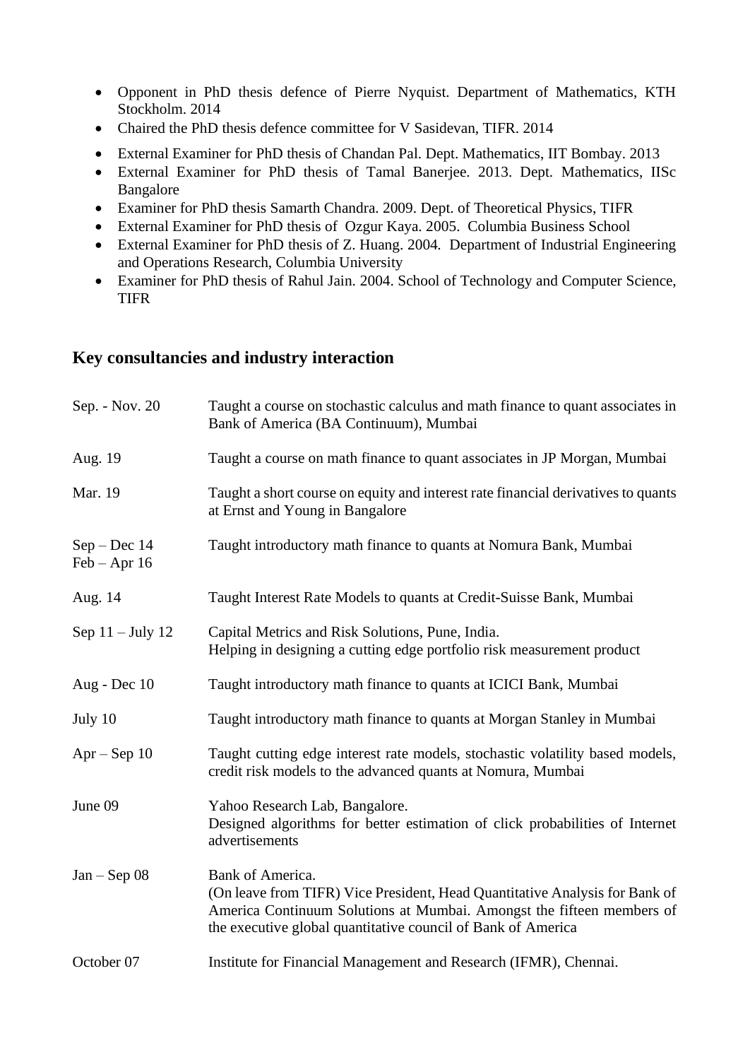- Opponent in PhD thesis defence of Pierre Nyquist. Department of Mathematics, KTH Stockholm. 2014
- Chaired the PhD thesis defence committee for V Sasidevan, TIFR. 2014
- External Examiner for PhD thesis of Chandan Pal. Dept. Mathematics, IIT Bombay. 2013
- External Examiner for PhD thesis of Tamal Banerjee. 2013. Dept. Mathematics, IISc Bangalore
- Examiner for PhD thesis Samarth Chandra. 2009. Dept. of Theoretical Physics, TIFR
- External Examiner for PhD thesis of Ozgur Kaya. 2005. Columbia Business School
- External Examiner for PhD thesis of Z. Huang. 2004. Department of Industrial Engineering and Operations Research, Columbia University
- Examiner for PhD thesis of Rahul Jain. 2004. School of Technology and Computer Science, TIFR

## Key consultancies and industry interaction

| | |
|---|---|
| Sep. - Nov. 20 | Taught a course on stochastic calculus and math finance to quant associates in Bank of America (BA Continuum), Mumbai |
| Aug. 19 | Taught a course on math finance to quant associates in JP Morgan, Mumbai |
| Mar. 19 | Taught a short course on equity and interest rate financial derivatives to quants at Ernst and Young in Bangalore |
| Sep – Dec 14<br>Feb – Apr 16 | Taught introductory math finance to quants at Nomura Bank, Mumbai |
| Aug. 14 | Taught Interest Rate Models to quants at Credit-Suisse Bank, Mumbai |
| Sep 11 – July 12 | Capital Metrics and Risk Solutions, Pune, India.<br>Helping in designing a cutting edge portfolio risk measurement product |
| Aug - Dec 10 | Taught introductory math finance to quants at ICICI Bank, Mumbai |
| July 10 | Taught introductory math finance to quants at Morgan Stanley in Mumbai |
| Apr – Sep 10 | Taught cutting edge interest rate models, stochastic volatility based models, credit risk models to the advanced quants at Nomura, Mumbai |
| June 09 | Yahoo Research Lab, Bangalore.<br>Designed algorithms for better estimation of click probabilities of Internet advertisements |
| Jan – Sep 08 | Bank of America.<br>(On leave from TIFR) Vice President, Head Quantitative Analysis for Bank of America Continuum Solutions at Mumbai. Amongst the fifteen members of the executive global quantitative council of Bank of America |
| October 07 | Institute for Financial Management and Research (IFMR), Chennai. |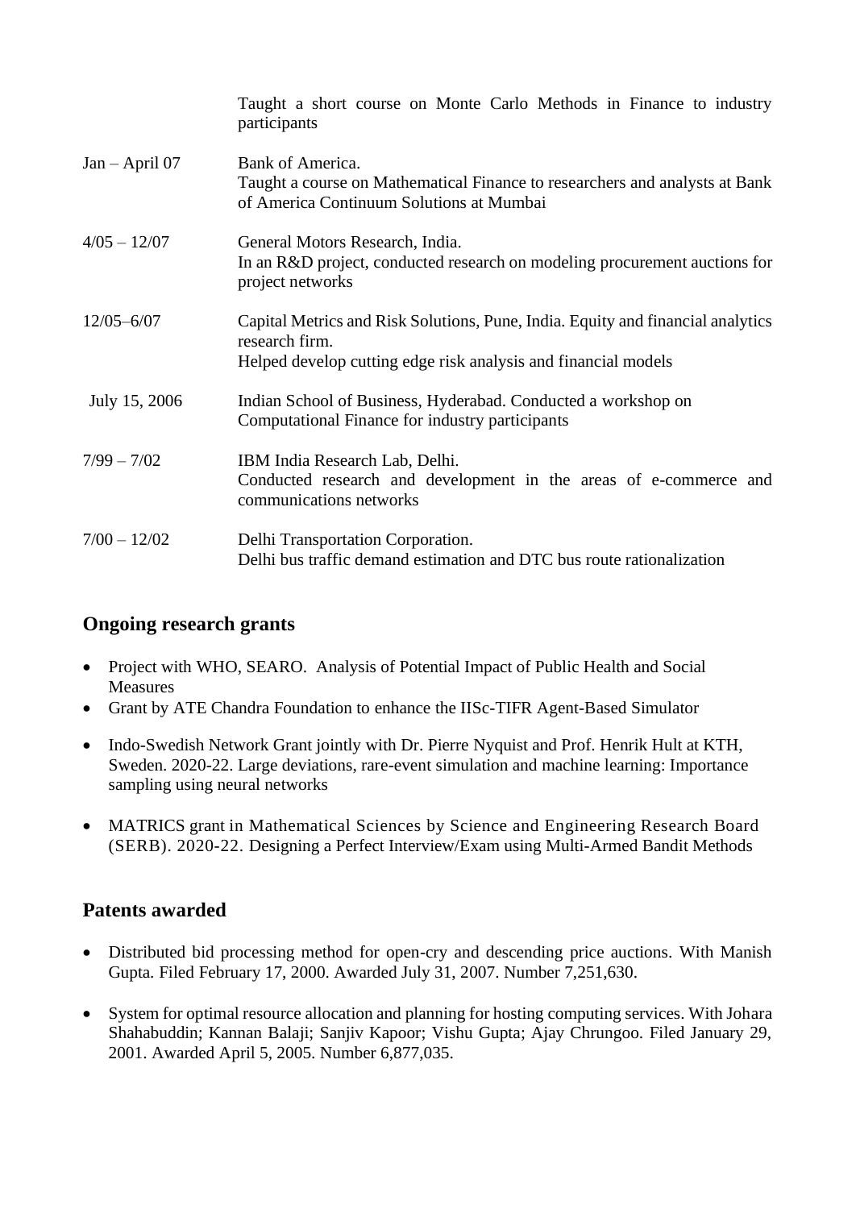| | |
|---|---|
| | Taught a short course on Monte Carlo Methods in Finance to industry participants |
| Jan – April 07 | Bank of America.<br>Taught a course on Mathematical Finance to researchers and analysts at Bank of America Continuum Solutions at Mumbai |
| 4/05 – 12/07 | General Motors Research, India.<br>In an R&D project, conducted research on modeling procurement auctions for project networks |
| 12/05–6/07 | Capital Metrics and Risk Solutions, Pune, India. Equity and financial analytics research firm.<br>Helped develop cutting edge risk analysis and financial models |
| July 15, 2006 | Indian School of Business, Hyderabad. Conducted a workshop on Computational Finance for industry participants |
| 7/99 – 7/02 | IBM India Research Lab, Delhi.<br>Conducted research and development in the areas of e-commerce and communications networks |
| 7/00 – 12/02 | Delhi Transportation Corporation.<br>Delhi bus traffic demand estimation and DTC bus route rationalization |

## Ongoing research grants

- Project with WHO, SEARO. Analysis of Potential Impact of Public Health and Social Measures
- Grant by ATE Chandra Foundation to enhance the IISc-TIFR Agent-Based Simulator
- Indo-Swedish Network Grant jointly with Dr. Pierre Nyquist and Prof. Henrik Hult at KTH, Sweden. 2020-22. Large deviations, rare-event simulation and machine learning: Importance sampling using neural networks
- MATRICS grant in Mathematical Sciences by Science and Engineering Research Board (SERB). 2020-22. Designing a Perfect Interview/Exam using Multi-Armed Bandit Methods

## Patents awarded

- Distributed bid processing method for open-cry and descending price auctions. With Manish Gupta. Filed February 17, 2000. Awarded July 31, 2007. Number 7,251,630.
- System for optimal resource allocation and planning for hosting computing services. With Johara Shahabuddin; Kannan Balaji; Sanjiv Kapoor; Vishu Gupta; Ajay Chrungoo. Filed January 29, 2001. Awarded April 5, 2005. Number 6,877,035.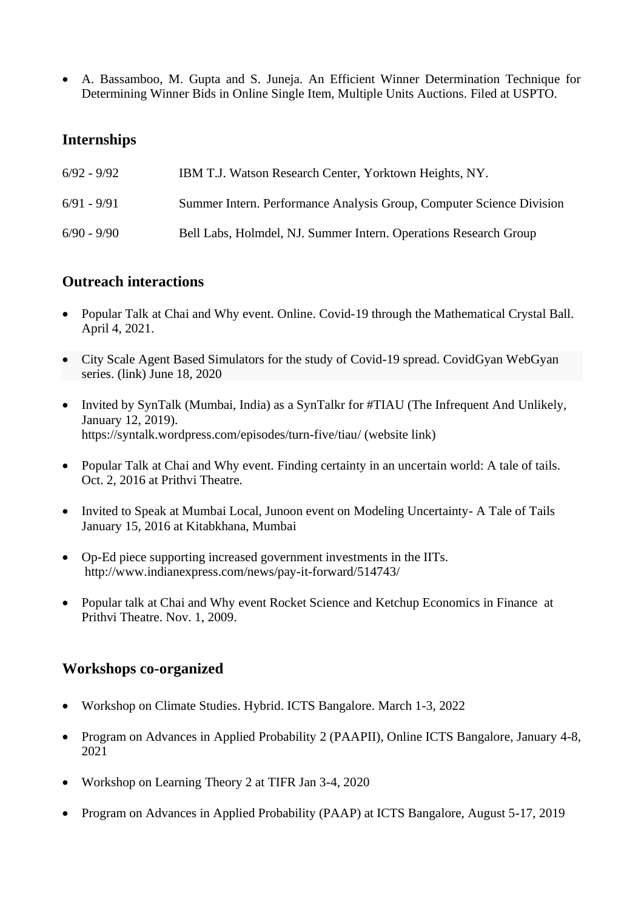- A. Bassamboo, M. Gupta and S. Juneja. An Efficient Winner Determination Technique for Determining Winner Bids in Online Single Item, Multiple Units Auctions. Filed at USPTO.

## Internships

6/92 - 9/92 IBM T.J. Watson Research Center, Yorktown Heights, NY.

6/91 - 9/91 Summer Intern. Performance Analysis Group, Computer Science Division

6/90 - 9/90 Bell Labs, Holmdel, NJ. Summer Intern. Operations Research Group

## Outreach interactions

- Popular Talk at Chai and Why event. Online. Covid-19 through the Mathematical Crystal Ball. April 4, 2021.
- City Scale Agent Based Simulators for the study of Covid-19 spread. CovidGyan WebGyan series. (link) June 18, 2020
- Invited by SynTalk (Mumbai, India) as a SynTalkr for #TIAU (The Infrequent And Unlikely, January 12, 2019).
  https://syntalk.wordpress.com/episodes/turn-five/tiau/ (website link)
- Popular Talk at Chai and Why event. Finding certainty in an uncertain world: A tale of tails. Oct. 2, 2016 at Prithvi Theatre.
- Invited to Speak at Mumbai Local, Junoon event on Modeling Uncertainty- A Tale of Tails January 15, 2016 at Kitabkhana, Mumbai
- Op-Ed piece supporting increased government investments in the IITs.
  http://www.indianexpress.com/news/pay-it-forward/514743/
- Popular talk at Chai and Why event Rocket Science and Ketchup Economics in Finance at Prithvi Theatre. Nov. 1, 2009.

## Workshops co-organized

- Workshop on Climate Studies. Hybrid. ICTS Bangalore. March 1-3, 2022
- Program on Advances in Applied Probability 2 (PAAPII), Online ICTS Bangalore, January 4-8, 2021
- Workshop on Learning Theory 2 at TIFR Jan 3-4, 2020
- Program on Advances in Applied Probability (PAAP) at ICTS Bangalore, August 5-17, 2019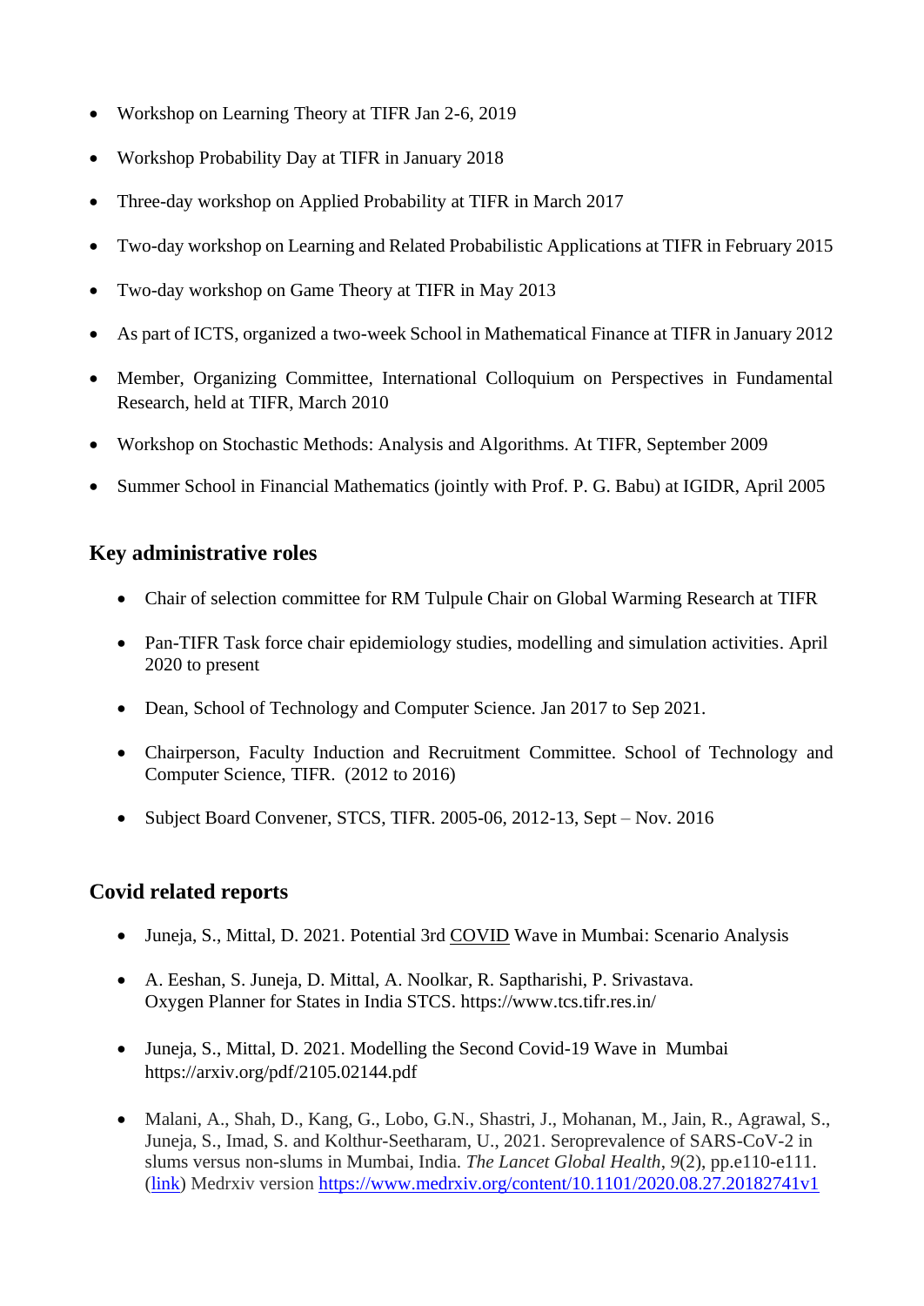- Workshop on Learning Theory at TIFR Jan 2-6, 2019
- Workshop Probability Day at TIFR in January 2018
- Three-day workshop on Applied Probability at TIFR in March 2017
- Two-day workshop on Learning and Related Probabilistic Applications at TIFR in February 2015
- Two-day workshop on Game Theory at TIFR in May 2013
- As part of ICTS, organized a two-week School in Mathematical Finance at TIFR in January 2012
- Member, Organizing Committee, International Colloquium on Perspectives in Fundamental Research, held at TIFR, March 2010
- Workshop on Stochastic Methods: Analysis and Algorithms. At TIFR, September 2009
- Summer School in Financial Mathematics (jointly with Prof. P. G. Babu) at IGIDR, April 2005

## Key administrative roles

- Chair of selection committee for RM Tulpule Chair on Global Warming Research at TIFR
- Pan-TIFR Task force chair epidemiology studies, modelling and simulation activities. April 2020 to present
- Dean, School of Technology and Computer Science. Jan 2017 to Sep 2021.
- Chairperson, Faculty Induction and Recruitment Committee. School of Technology and Computer Science, TIFR. (2012 to 2016)
- Subject Board Convener, STCS, TIFR. 2005-06, 2012-13, Sept – Nov. 2016

## Covid related reports

- Juneja, S., Mittal, D. 2021. Potential 3rd COVID Wave in Mumbai: Scenario Analysis
- A. Eeshan, S. Juneja, D. Mittal, A. Noolkar, R. Saptharishi, P. Srivastava. Oxygen Planner for States in India STCS. https://www.tcs.tifr.res.in/
- Juneja, S., Mittal, D. 2021. Modelling the Second Covid-19 Wave in Mumbai https://arxiv.org/pdf/2105.02144.pdf
- Malani, A., Shah, D., Kang, G., Lobo, G.N., Shastri, J., Mohanan, M., Jain, R., Agrawal, S., Juneja, S., Imad, S. and Kolthur-Seetharam, U., 2021. Seroprevalence of SARS-CoV-2 in slums versus non-slums in Mumbai, India. *The Lancet Global Health*, *9*(2), pp.e110-e111. (link) Medrxiv version https://www.medrxiv.org/content/10.1101/2020.08.27.20182741v1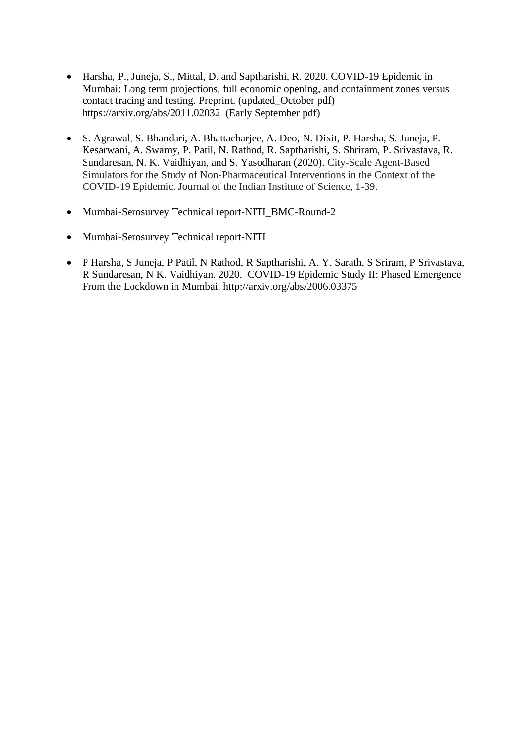- Harsha, P., Juneja, S., Mittal, D. and Saptharishi, R. 2020. COVID-19 Epidemic in Mumbai: Long term projections, full economic opening, and containment zones versus contact tracing and testing. Preprint. (updated_October pdf) https://arxiv.org/abs/2011.02032 (Early September pdf)

- S. Agrawal, S. Bhandari, A. Bhattacharjee, A. Deo, N. Dixit, P. Harsha, S. Juneja, P. Kesarwani, A. Swamy, P. Patil, N. Rathod, R. Saptharishi, S. Shriram, P. Srivastava, R. Sundaresan, N. K. Vaidhiyan, and S. Yasodharan (2020). City-Scale Agent-Based Simulators for the Study of Non-Pharmaceutical Interventions in the Context of the COVID-19 Epidemic. Journal of the Indian Institute of Science, 1-39.

- Mumbai-Serosurvey Technical report-NITI_BMC-Round-2

- Mumbai-Serosurvey Technical report-NITI

- P Harsha, S Juneja, P Patil, N Rathod, R Saptharishi, A. Y. Sarath, S Sriram, P Srivastava, R Sundaresan, N K. Vaidhiyan. 2020. COVID-19 Epidemic Study II: Phased Emergence From the Lockdown in Mumbai. http://arxiv.org/abs/2006.03375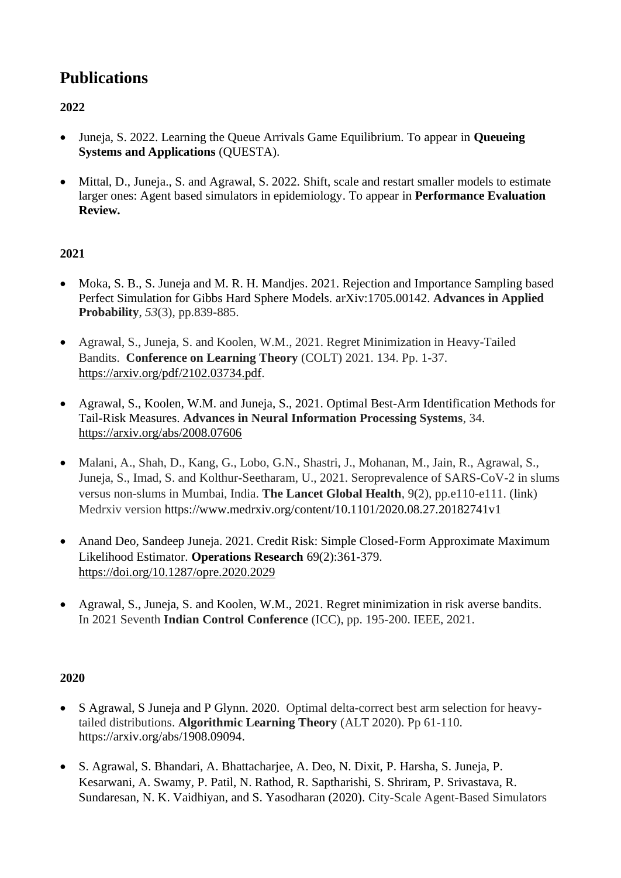# Publications

### 2022

- Juneja, S. 2022. Learning the Queue Arrivals Game Equilibrium. To appear in **Queueing Systems and Applications** (QUESTA).

- Mittal, D., Juneja., S. and Agrawal, S. 2022. Shift, scale and restart smaller models to estimate larger ones: Agent based simulators in epidemiology. To appear in **Performance Evaluation Review.**

### 2021

- Moka, S. B., S. Juneja and M. R. H. Mandjes. 2021. Rejection and Importance Sampling based Perfect Simulation for Gibbs Hard Sphere Models. arXiv:1705.00142. **Advances in Applied Probability**, *53*(3), pp.839-885.

- Agrawal, S., Juneja, S. and Koolen, W.M., 2021. Regret Minimization in Heavy-Tailed Bandits. **Conference on Learning Theory** (COLT) 2021. 134. Pp. 1-37. https://arxiv.org/pdf/2102.03734.pdf.

- Agrawal, S., Koolen, W.M. and Juneja, S., 2021. Optimal Best-Arm Identification Methods for Tail-Risk Measures. **Advances in Neural Information Processing Systems**, 34. https://arxiv.org/abs/2008.07606

- Malani, A., Shah, D., Kang, G., Lobo, G.N., Shastri, J., Mohanan, M., Jain, R., Agrawal, S., Juneja, S., Imad, S. and Kolthur-Seetharam, U., 2021. Seroprevalence of SARS-CoV-2 in slums versus non-slums in Mumbai, India. **The Lancet Global Health**, 9(2), pp.e110-e111. (link) Medrxiv version https://www.medrxiv.org/content/10.1101/2020.08.27.20182741v1

- Anand Deo, Sandeep Juneja. 2021. Credit Risk: Simple Closed-Form Approximate Maximum Likelihood Estimator. **Operations Research** 69(2):361-379. https://doi.org/10.1287/opre.2020.2029

- Agrawal, S., Juneja, S. and Koolen, W.M., 2021. Regret minimization in risk averse bandits. In 2021 Seventh **Indian Control Conference** (ICC), pp. 195-200. IEEE, 2021.

### 2020

- S Agrawal, S Juneja and P Glynn. 2020. Optimal delta-correct best arm selection for heavy-tailed distributions. **Algorithmic Learning Theory** (ALT 2020). Pp 61-110. https://arxiv.org/abs/1908.09094.

- S. Agrawal, S. Bhandari, A. Bhattacharjee, A. Deo, N. Dixit, P. Harsha, S. Juneja, P. Kesarwani, A. Swamy, P. Patil, N. Rathod, R. Saptharishi, S. Shriram, P. Srivastava, R. Sundaresan, N. K. Vaidhiyan, and S. Yasodharan (2020). City-Scale Agent-Based Simulators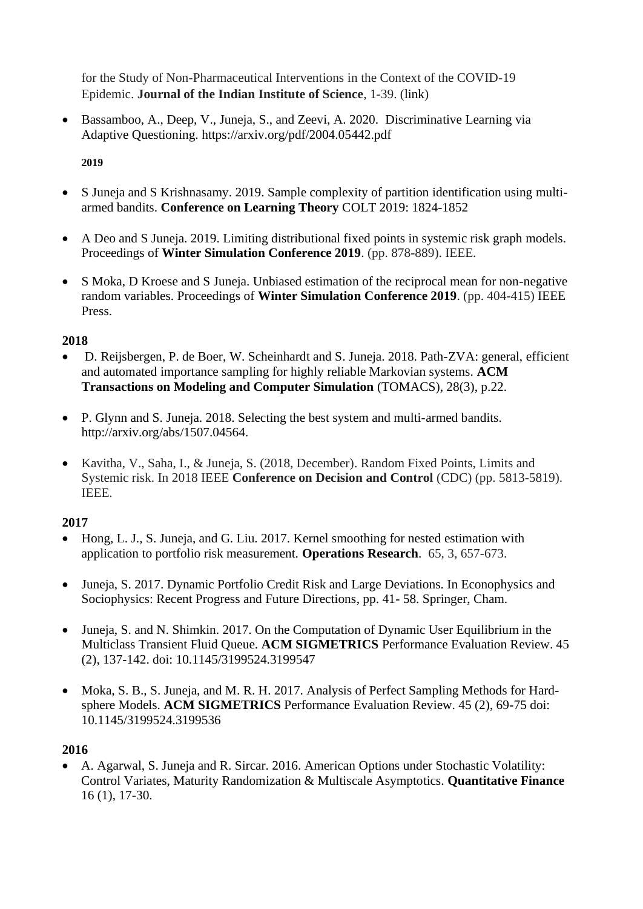for the Study of Non-Pharmaceutical Interventions in the Context of the COVID-19 Epidemic. **Journal of the Indian Institute of Science**, 1-39. (link)

- Bassamboo, A., Deep, V., Juneja, S., and Zeevi, A. 2020. Discriminative Learning via Adaptive Questioning. https://arxiv.org/pdf/2004.05442.pdf

**2019**

- S Juneja and S Krishnasamy. 2019. Sample complexity of partition identification using multi-armed bandits. **Conference on Learning Theory** COLT 2019: 1824-1852

- A Deo and S Juneja. 2019. Limiting distributional fixed points in systemic risk graph models. Proceedings of **Winter Simulation Conference 2019**. (pp. 878-889). IEEE.

- S Moka, D Kroese and S Juneja. Unbiased estimation of the reciprocal mean for non-negative random variables. Proceedings of **Winter Simulation Conference 2019**. (pp. 404-415) IEEE Press.

**2018**

- D. Reijsbergen, P. de Boer, W. Scheinhardt and S. Juneja. 2018. Path-ZVA: general, efficient and automated importance sampling for highly reliable Markovian systems. **ACM Transactions on Modeling and Computer Simulation** (TOMACS), 28(3), p.22.

- P. Glynn and S. Juneja. 2018. Selecting the best system and multi-armed bandits. http://arxiv.org/abs/1507.04564.

- Kavitha, V., Saha, I., & Juneja, S. (2018, December). Random Fixed Points, Limits and Systemic risk. In 2018 IEEE **Conference on Decision and Control** (CDC) (pp. 5813-5819). IEEE.

**2017**

- Hong, L. J., S. Juneja, and G. Liu. 2017. Kernel smoothing for nested estimation with application to portfolio risk measurement. **Operations Research**. 65, 3, 657-673.

- Juneja, S. 2017. Dynamic Portfolio Credit Risk and Large Deviations. In Econophysics and Sociophysics: Recent Progress and Future Directions, pp. 41- 58. Springer, Cham.

- Juneja, S. and N. Shimkin. 2017. On the Computation of Dynamic User Equilibrium in the Multiclass Transient Fluid Queue. **ACM SIGMETRICS** Performance Evaluation Review. 45 (2), 137-142. doi: 10.1145/3199524.3199547

- Moka, S. B., S. Juneja, and M. R. H. 2017. Analysis of Perfect Sampling Methods for Hard-sphere Models. **ACM SIGMETRICS** Performance Evaluation Review. 45 (2), 69-75 doi: 10.1145/3199524.3199536

**2016**

- A. Agarwal, S. Juneja and R. Sircar. 2016. American Options under Stochastic Volatility: Control Variates, Maturity Randomization & Multiscale Asymptotics. **Quantitative Finance** 16 (1), 17-30.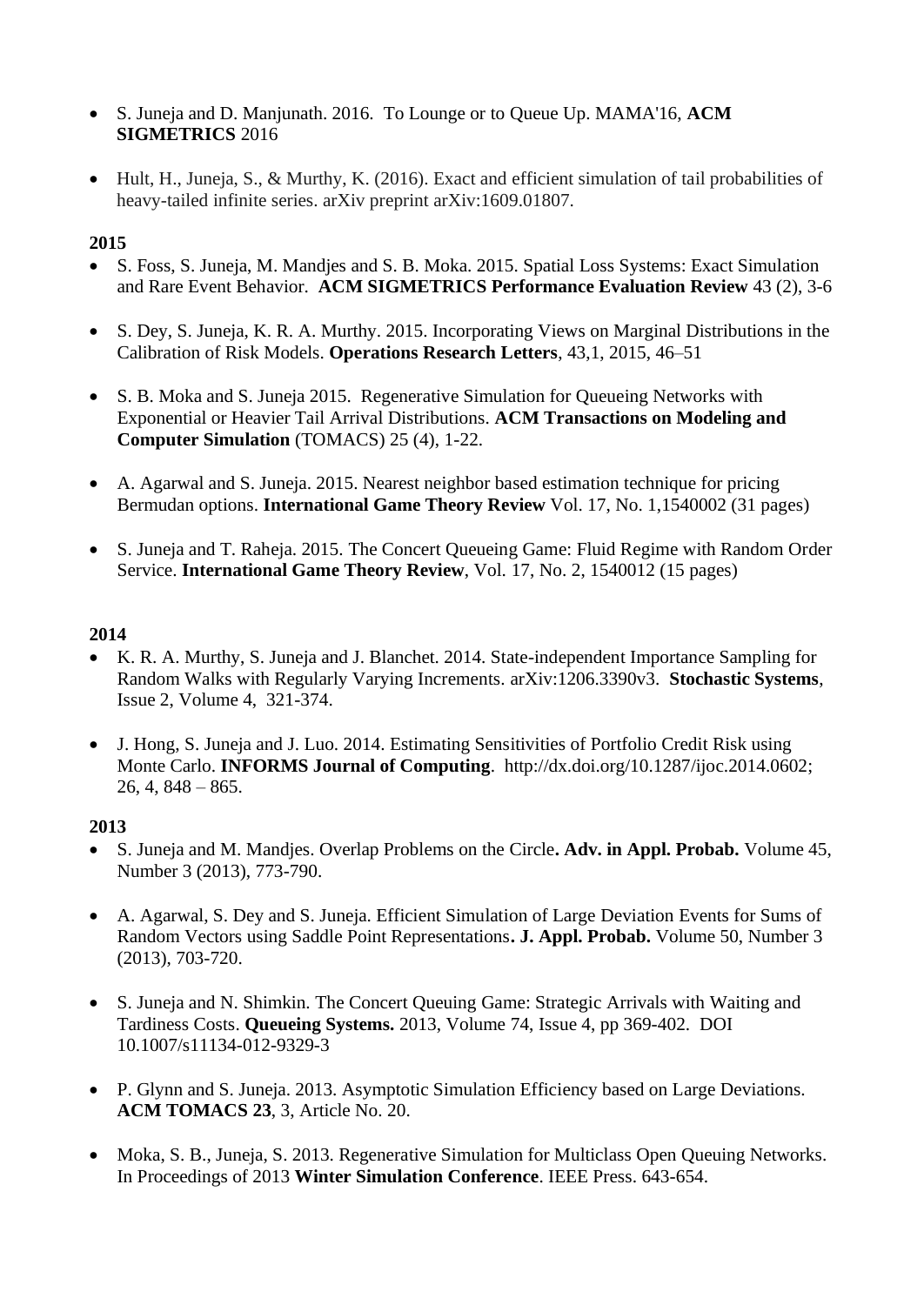- S. Juneja and D. Manjunath. 2016. To Lounge or to Queue Up. MAMA'16, **ACM SIGMETRICS** 2016

- Hult, H., Juneja, S., & Murthy, K. (2016). Exact and efficient simulation of tail probabilities of heavy-tailed infinite series. arXiv preprint arXiv:1609.01807.

**2015**

- S. Foss, S. Juneja, M. Mandjes and S. B. Moka. 2015. Spatial Loss Systems: Exact Simulation and Rare Event Behavior. **ACM SIGMETRICS Performance Evaluation Review** 43 (2), 3-6

- S. Dey, S. Juneja, K. R. A. Murthy. 2015. Incorporating Views on Marginal Distributions in the Calibration of Risk Models. **Operations Research Letters**, 43,1, 2015, 46–51

- S. B. Moka and S. Juneja 2015. Regenerative Simulation for Queueing Networks with Exponential or Heavier Tail Arrival Distributions. **ACM Transactions on Modeling and Computer Simulation** (TOMACS) 25 (4), 1-22.

- A. Agarwal and S. Juneja. 2015. Nearest neighbor based estimation technique for pricing Bermudan options. **International Game Theory Review** Vol. 17, No. 1,1540002 (31 pages)

- S. Juneja and T. Raheja. 2015. The Concert Queueing Game: Fluid Regime with Random Order Service. **International Game Theory Review**, Vol. 17, No. 2, 1540012 (15 pages)

**2014**

- K. R. A. Murthy, S. Juneja and J. Blanchet. 2014. State-independent Importance Sampling for Random Walks with Regularly Varying Increments. arXiv:1206.3390v3. **Stochastic Systems**, Issue 2, Volume 4, 321-374.

- J. Hong, S. Juneja and J. Luo. 2014. Estimating Sensitivities of Portfolio Credit Risk using Monte Carlo. **INFORMS Journal of Computing**. http://dx.doi.org/10.1287/ijoc.2014.0602; 26, 4, 848 – 865.

**2013**

- S. Juneja and M. Mandjes. Overlap Problems on the Circle**. Adv. in Appl. Probab.** Volume 45, Number 3 (2013), 773-790.

- A. Agarwal, S. Dey and S. Juneja. Efficient Simulation of Large Deviation Events for Sums of Random Vectors using Saddle Point Representations**. J. Appl. Probab.** Volume 50, Number 3 (2013), 703-720.

- S. Juneja and N. Shimkin. The Concert Queuing Game: Strategic Arrivals with Waiting and Tardiness Costs. **Queueing Systems.** 2013, Volume 74, Issue 4, pp 369-402. DOI 10.1007/s11134-012-9329-3

- P. Glynn and S. Juneja. 2013. Asymptotic Simulation Efficiency based on Large Deviations. **ACM TOMACS 23**, 3, Article No. 20.

- Moka, S. B., Juneja, S. 2013. Regenerative Simulation for Multiclass Open Queuing Networks. In Proceedings of 2013 **Winter Simulation Conference**. IEEE Press. 643-654.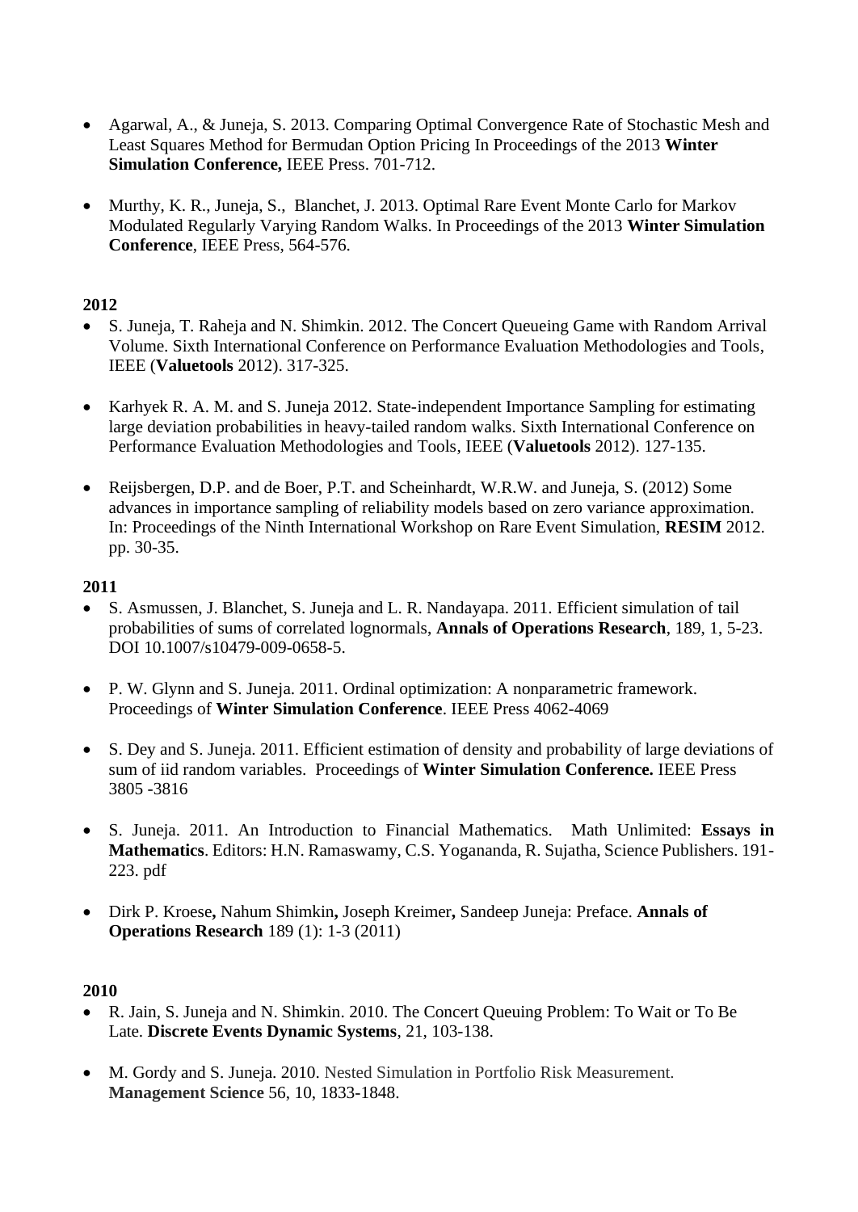- Agarwal, A., & Juneja, S. 2013. Comparing Optimal Convergence Rate of Stochastic Mesh and Least Squares Method for Bermudan Option Pricing In Proceedings of the 2013 **Winter Simulation Conference,** IEEE Press. 701-712.

- Murthy, K. R., Juneja, S., Blanchet, J. 2013. Optimal Rare Event Monte Carlo for Markov Modulated Regularly Varying Random Walks. In Proceedings of the 2013 **Winter Simulation Conference**, IEEE Press, 564-576.

**2012**

- S. Juneja, T. Raheja and N. Shimkin. 2012. The Concert Queueing Game with Random Arrival Volume. Sixth International Conference on Performance Evaluation Methodologies and Tools, IEEE (**Valuetools** 2012). 317-325.

- Karhyek R. A. M. and S. Juneja 2012. State-independent Importance Sampling for estimating large deviation probabilities in heavy-tailed random walks. Sixth International Conference on Performance Evaluation Methodologies and Tools, IEEE (**Valuetools** 2012). 127-135.

- Reijsbergen, D.P. and de Boer, P.T. and Scheinhardt, W.R.W. and Juneja, S. (2012) Some advances in importance sampling of reliability models based on zero variance approximation. In: Proceedings of the Ninth International Workshop on Rare Event Simulation, **RESIM** 2012. pp. 30-35.

**2011**

- S. Asmussen, J. Blanchet, S. Juneja and L. R. Nandayapa. 2011. Efficient simulation of tail probabilities of sums of correlated lognormals, **Annals of Operations Research**, 189, 1, 5-23. DOI 10.1007/s10479-009-0658-5.

- P. W. Glynn and S. Juneja. 2011. Ordinal optimization: A nonparametric framework. Proceedings of **Winter Simulation Conference**. IEEE Press 4062-4069

- S. Dey and S. Juneja. 2011. Efficient estimation of density and probability of large deviations of sum of iid random variables. Proceedings of **Winter Simulation Conference.** IEEE Press 3805 -3816

- S. Juneja. 2011. An Introduction to Financial Mathematics. Math Unlimited: **Essays in Mathematics**. Editors: H.N. Ramaswamy, C.S. Yogananda, R. Sujatha, Science Publishers. 191-223. pdf

- Dirk P. Kroese**,** Nahum Shimkin**,** Joseph Kreimer**,** Sandeep Juneja: Preface. **Annals of Operations Research** 189 (1): 1-3 (2011)

**2010**

- R. Jain, S. Juneja and N. Shimkin. 2010. The Concert Queuing Problem: To Wait or To Be Late. **Discrete Events Dynamic Systems**, 21, 103-138.

- M. Gordy and S. Juneja. 2010. Nested Simulation in Portfolio Risk Measurement. **Management Science** 56, 10, 1833-1848.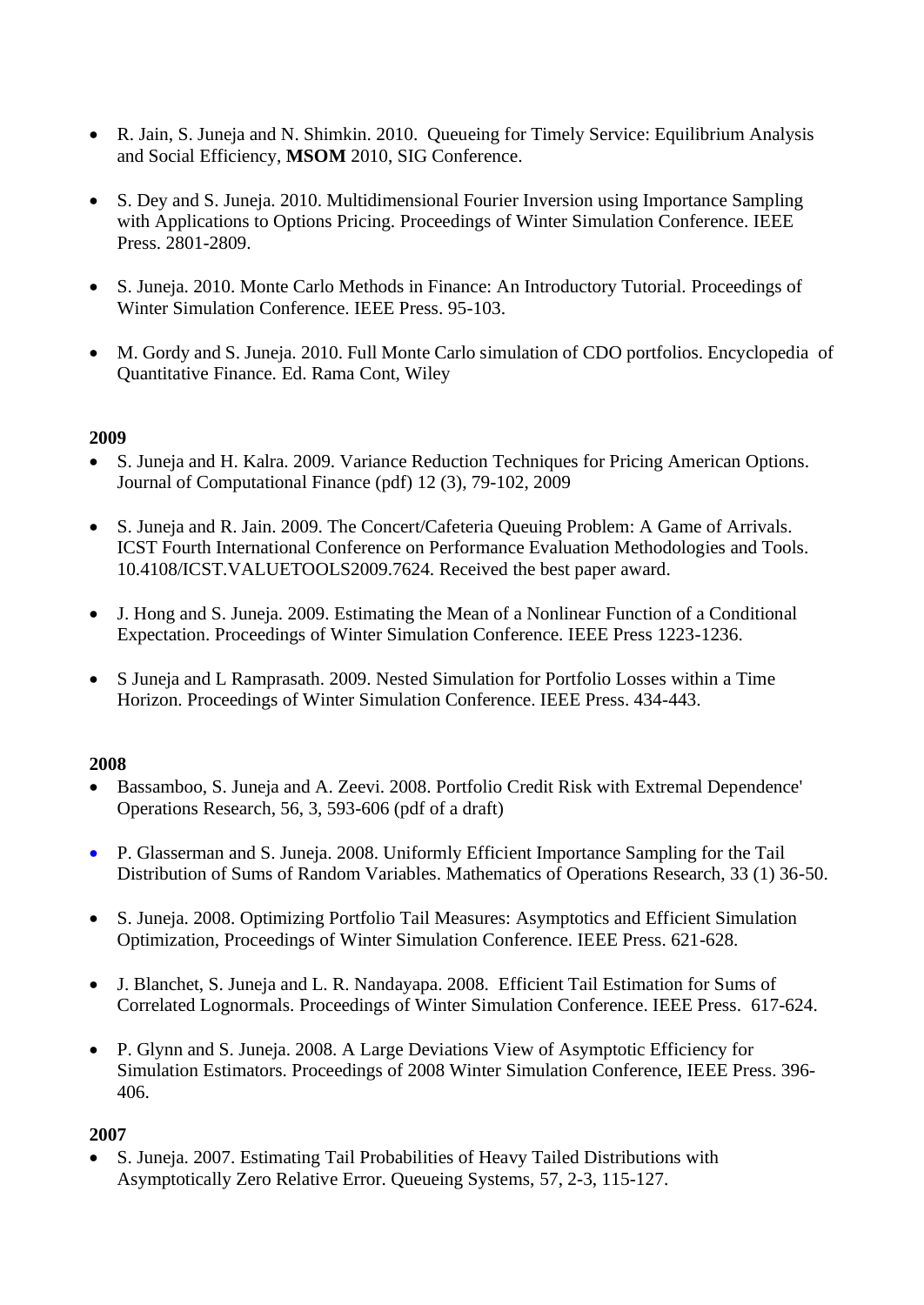- R. Jain, S. Juneja and N. Shimkin. 2010. Queueing for Timely Service: Equilibrium Analysis and Social Efficiency, **MSOM** 2010, SIG Conference.

- S. Dey and S. Juneja. 2010. Multidimensional Fourier Inversion using Importance Sampling with Applications to Options Pricing. Proceedings of Winter Simulation Conference. IEEE Press. 2801-2809.

- S. Juneja. 2010. Monte Carlo Methods in Finance: An Introductory Tutorial. Proceedings of Winter Simulation Conference. IEEE Press. 95-103.

- M. Gordy and S. Juneja. 2010. Full Monte Carlo simulation of CDO portfolios. Encyclopedia of Quantitative Finance. Ed. Rama Cont, Wiley

**2009**

- S. Juneja and H. Kalra. 2009. Variance Reduction Techniques for Pricing American Options. Journal of Computational Finance (pdf) 12 (3), 79-102, 2009

- S. Juneja and R. Jain. 2009. The Concert/Cafeteria Queuing Problem: A Game of Arrivals. ICST Fourth International Conference on Performance Evaluation Methodologies and Tools. 10.4108/ICST.VALUETOOLS2009.7624. Received the best paper award.

- J. Hong and S. Juneja. 2009. Estimating the Mean of a Nonlinear Function of a Conditional Expectation. Proceedings of Winter Simulation Conference. IEEE Press 1223-1236.

- S Juneja and L Ramprasath. 2009. Nested Simulation for Portfolio Losses within a Time Horizon. Proceedings of Winter Simulation Conference. IEEE Press. 434-443.

**2008**

- Bassamboo, S. Juneja and A. Zeevi. 2008. Portfolio Credit Risk with Extremal Dependence' Operations Research, 56, 3, 593-606 (pdf of a draft)

- P. Glasserman and S. Juneja. 2008. Uniformly Efficient Importance Sampling for the Tail Distribution of Sums of Random Variables. Mathematics of Operations Research, 33 (1) 36-50.

- S. Juneja. 2008. Optimizing Portfolio Tail Measures: Asymptotics and Efficient Simulation Optimization, Proceedings of Winter Simulation Conference. IEEE Press. 621-628.

- J. Blanchet, S. Juneja and L. R. Nandayapa. 2008. Efficient Tail Estimation for Sums of Correlated Lognormals. Proceedings of Winter Simulation Conference. IEEE Press. 617-624.

- P. Glynn and S. Juneja. 2008. A Large Deviations View of Asymptotic Efficiency for Simulation Estimators. Proceedings of 2008 Winter Simulation Conference, IEEE Press. 396-406.

**2007**

- S. Juneja. 2007. Estimating Tail Probabilities of Heavy Tailed Distributions with Asymptotically Zero Relative Error. Queueing Systems, 57, 2-3, 115-127.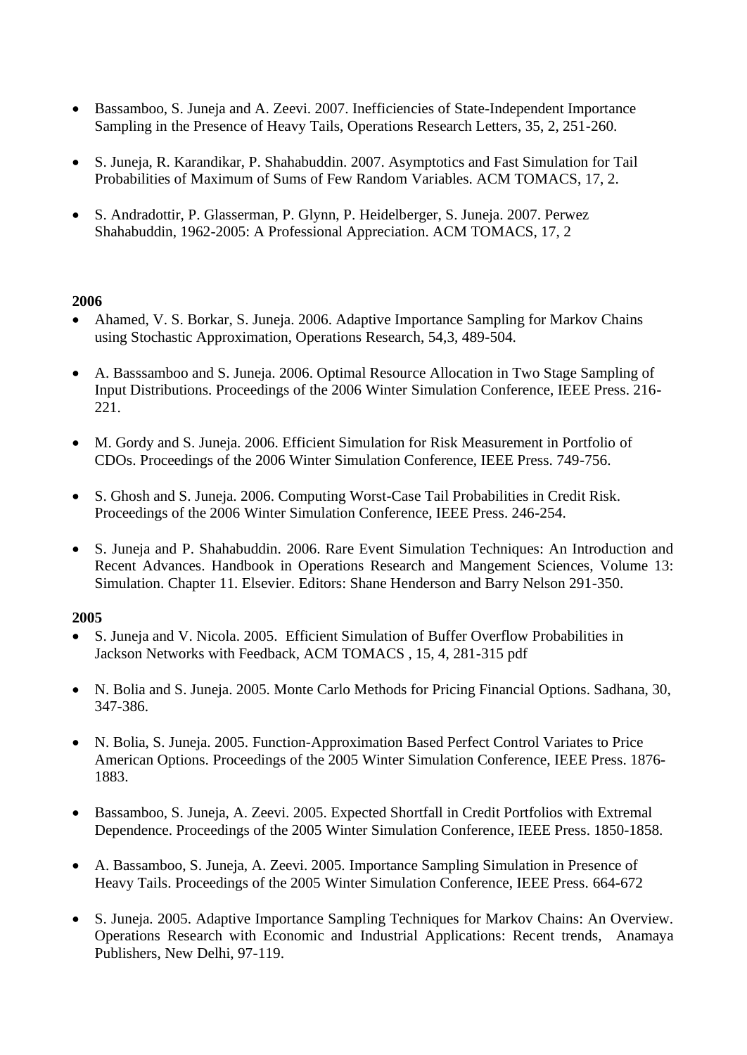- Bassamboo, S. Juneja and A. Zeevi. 2007. Inefficiencies of State-Independent Importance Sampling in the Presence of Heavy Tails, Operations Research Letters, 35, 2, 251-260.

- S. Juneja, R. Karandikar, P. Shahabuddin. 2007. Asymptotics and Fast Simulation for Tail Probabilities of Maximum of Sums of Few Random Variables. ACM TOMACS, 17, 2.

- S. Andradottir, P. Glasserman, P. Glynn, P. Heidelberger, S. Juneja. 2007. Perwez Shahabuddin, 1962-2005: A Professional Appreciation. ACM TOMACS, 17, 2

**2006**

- Ahamed, V. S. Borkar, S. Juneja. 2006. Adaptive Importance Sampling for Markov Chains using Stochastic Approximation, Operations Research, 54,3, 489-504.

- A. Basssamboo and S. Juneja. 2006. Optimal Resource Allocation in Two Stage Sampling of Input Distributions. Proceedings of the 2006 Winter Simulation Conference, IEEE Press. 216-221.

- M. Gordy and S. Juneja. 2006. Efficient Simulation for Risk Measurement in Portfolio of CDOs. Proceedings of the 2006 Winter Simulation Conference, IEEE Press. 749-756.

- S. Ghosh and S. Juneja. 2006. Computing Worst-Case Tail Probabilities in Credit Risk. Proceedings of the 2006 Winter Simulation Conference, IEEE Press. 246-254.

- S. Juneja and P. Shahabuddin. 2006. Rare Event Simulation Techniques: An Introduction and Recent Advances. Handbook in Operations Research and Mangement Sciences, Volume 13: Simulation. Chapter 11. Elsevier. Editors: Shane Henderson and Barry Nelson 291-350.

**2005**

- S. Juneja and V. Nicola. 2005. Efficient Simulation of Buffer Overflow Probabilities in Jackson Networks with Feedback, ACM TOMACS , 15, 4, 281-315 pdf

- N. Bolia and S. Juneja. 2005. Monte Carlo Methods for Pricing Financial Options. Sadhana, 30, 347-386.

- N. Bolia, S. Juneja. 2005. Function-Approximation Based Perfect Control Variates to Price American Options. Proceedings of the 2005 Winter Simulation Conference, IEEE Press. 1876-1883.

- Bassamboo, S. Juneja, A. Zeevi. 2005. Expected Shortfall in Credit Portfolios with Extremal Dependence. Proceedings of the 2005 Winter Simulation Conference, IEEE Press. 1850-1858.

- A. Bassamboo, S. Juneja, A. Zeevi. 2005. Importance Sampling Simulation in Presence of Heavy Tails. Proceedings of the 2005 Winter Simulation Conference, IEEE Press. 664-672

- S. Juneja. 2005. Adaptive Importance Sampling Techniques for Markov Chains: An Overview. Operations Research with Economic and Industrial Applications: Recent trends, Anamaya Publishers, New Delhi, 97-119.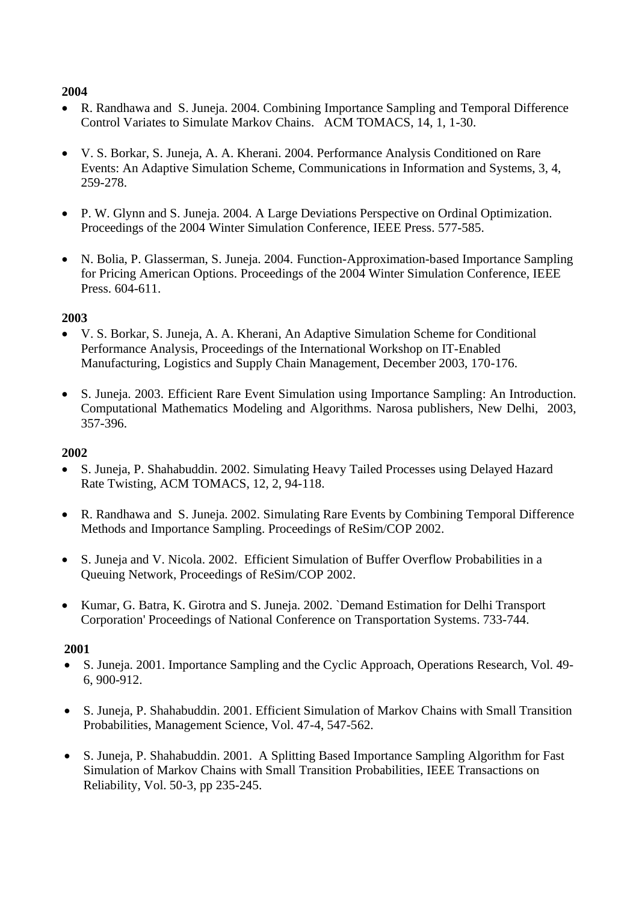**2004**

- R. Randhawa and S. Juneja. 2004. Combining Importance Sampling and Temporal Difference Control Variates to Simulate Markov Chains. ACM TOMACS, 14, 1, 1-30.

- V. S. Borkar, S. Juneja, A. A. Kherani. 2004. Performance Analysis Conditioned on Rare Events: An Adaptive Simulation Scheme, Communications in Information and Systems, 3, 4, 259-278.

- P. W. Glynn and S. Juneja. 2004. A Large Deviations Perspective on Ordinal Optimization. Proceedings of the 2004 Winter Simulation Conference, IEEE Press. 577-585.

- N. Bolia, P. Glasserman, S. Juneja. 2004. Function-Approximation-based Importance Sampling for Pricing American Options. Proceedings of the 2004 Winter Simulation Conference, IEEE Press. 604-611.

**2003**

- V. S. Borkar, S. Juneja, A. A. Kherani, An Adaptive Simulation Scheme for Conditional Performance Analysis, Proceedings of the International Workshop on IT-Enabled Manufacturing, Logistics and Supply Chain Management, December 2003, 170-176.

- S. Juneja. 2003. Efficient Rare Event Simulation using Importance Sampling: An Introduction. Computational Mathematics Modeling and Algorithms. Narosa publishers, New Delhi, 2003, 357-396.

**2002**

- S. Juneja, P. Shahabuddin. 2002. Simulating Heavy Tailed Processes using Delayed Hazard Rate Twisting, ACM TOMACS, 12, 2, 94-118.

- R. Randhawa and S. Juneja. 2002. Simulating Rare Events by Combining Temporal Difference Methods and Importance Sampling. Proceedings of ReSim/COP 2002.

- S. Juneja and V. Nicola. 2002. Efficient Simulation of Buffer Overflow Probabilities in a Queuing Network, Proceedings of ReSim/COP 2002.

- Kumar, G. Batra, K. Girotra and S. Juneja. 2002. `Demand Estimation for Delhi Transport Corporation' Proceedings of National Conference on Transportation Systems. 733-744.

**2001**

- S. Juneja. 2001. Importance Sampling and the Cyclic Approach, Operations Research, Vol. 49-6, 900-912.

- S. Juneja, P. Shahabuddin. 2001. Efficient Simulation of Markov Chains with Small Transition Probabilities, Management Science, Vol. 47-4, 547-562.

- S. Juneja, P. Shahabuddin. 2001. A Splitting Based Importance Sampling Algorithm for Fast Simulation of Markov Chains with Small Transition Probabilities, IEEE Transactions on Reliability, Vol. 50-3, pp 235-245.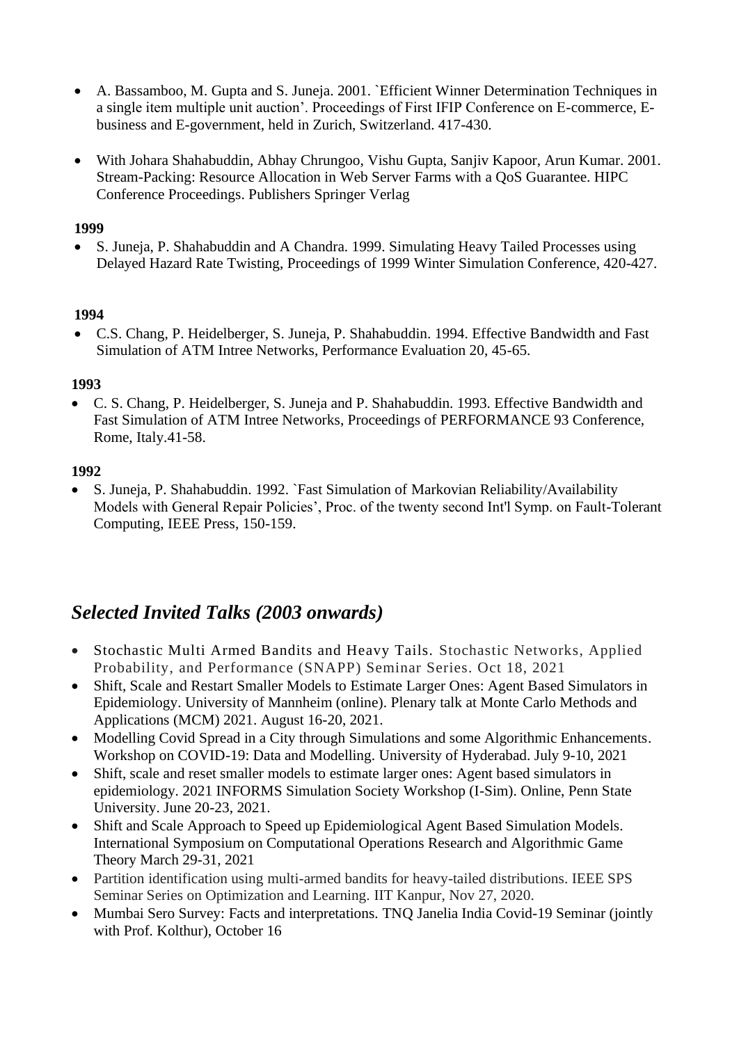- A. Bassamboo, M. Gupta and S. Juneja. 2001. `Efficient Winner Determination Techniques in a single item multiple unit auction'. Proceedings of First IFIP Conference on E-commerce, E-business and E-government, held in Zurich, Switzerland. 417-430.

- With Johara Shahabuddin, Abhay Chrungoo, Vishu Gupta, Sanjiv Kapoor, Arun Kumar. 2001. Stream-Packing: Resource Allocation in Web Server Farms with a QoS Guarantee. HIPC Conference Proceedings. Publishers Springer Verlag

**1999**

- S. Juneja, P. Shahabuddin and A Chandra. 1999. Simulating Heavy Tailed Processes using Delayed Hazard Rate Twisting, Proceedings of 1999 Winter Simulation Conference, 420-427.

**1994**

- C.S. Chang, P. Heidelberger, S. Juneja, P. Shahabuddin. 1994. Effective Bandwidth and Fast Simulation of ATM Intree Networks, Performance Evaluation 20, 45-65.

**1993**

- C. S. Chang, P. Heidelberger, S. Juneja and P. Shahabuddin. 1993. Effective Bandwidth and Fast Simulation of ATM Intree Networks, Proceedings of PERFORMANCE 93 Conference, Rome, Italy.41-58.

**1992**

- S. Juneja, P. Shahabuddin. 1992. `Fast Simulation of Markovian Reliability/Availability Models with General Repair Policies', Proc. of the twenty second Int'l Symp. on Fault-Tolerant Computing, IEEE Press, 150-159.

## *Selected Invited Talks (2003 onwards)*

- Stochastic Multi Armed Bandits and Heavy Tails. Stochastic Networks, Applied Probability, and Performance (SNAPP) Seminar Series. Oct 18, 2021
- Shift, Scale and Restart Smaller Models to Estimate Larger Ones: Agent Based Simulators in Epidemiology. University of Mannheim (online). Plenary talk at Monte Carlo Methods and Applications (MCM) 2021. August 16-20, 2021.
- Modelling Covid Spread in a City through Simulations and some Algorithmic Enhancements. Workshop on COVID-19: Data and Modelling. University of Hyderabad. July 9-10, 2021
- Shift, scale and reset smaller models to estimate larger ones: Agent based simulators in epidemiology. 2021 INFORMS Simulation Society Workshop (I-Sim). Online, Penn State University. June 20-23, 2021.
- Shift and Scale Approach to Speed up Epidemiological Agent Based Simulation Models. International Symposium on Computational Operations Research and Algorithmic Game Theory March 29-31, 2021
- Partition identification using multi-armed bandits for heavy-tailed distributions. IEEE SPS Seminar Series on Optimization and Learning. IIT Kanpur, Nov 27, 2020.
- Mumbai Sero Survey: Facts and interpretations. TNQ Janelia India Covid-19 Seminar (jointly with Prof. Kolthur), October 16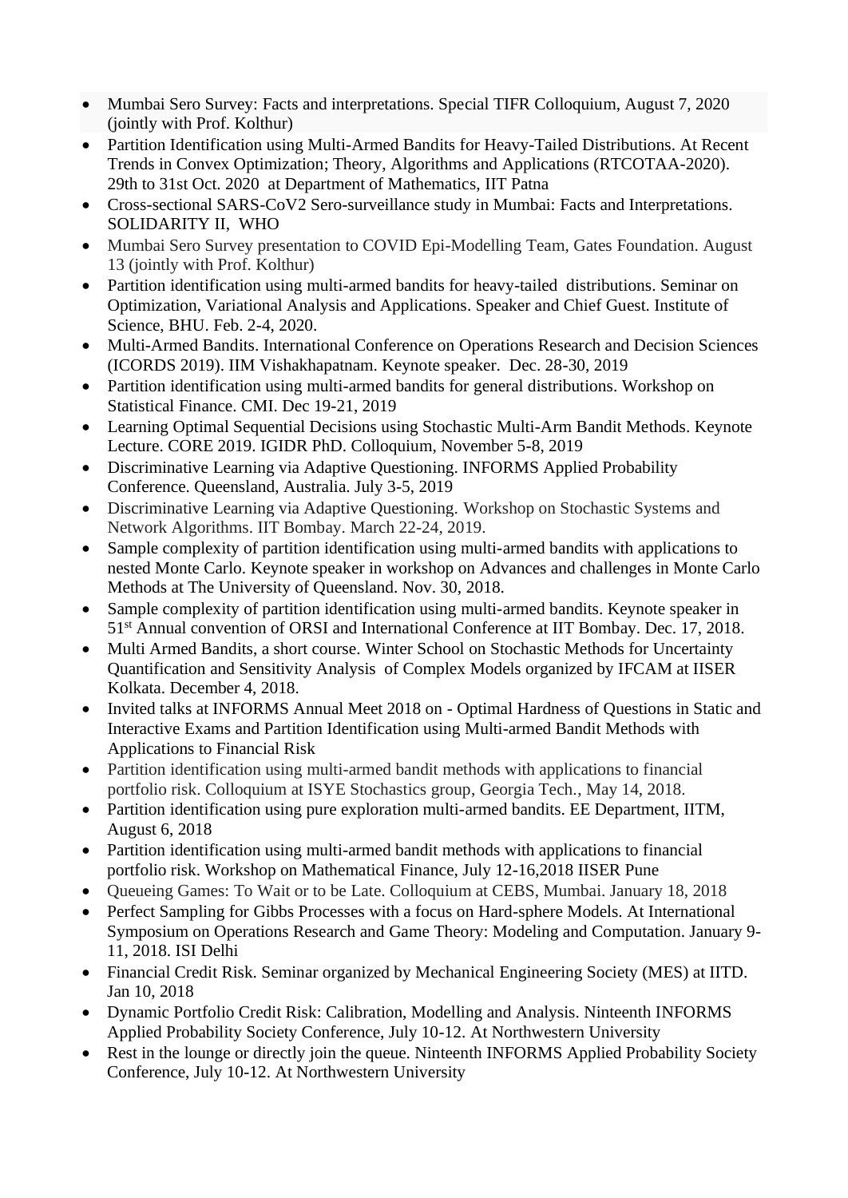- Mumbai Sero Survey: Facts and interpretations. Special TIFR Colloquium, August 7, 2020 (jointly with Prof. Kolthur)
- Partition Identification using Multi-Armed Bandits for Heavy-Tailed Distributions. At Recent Trends in Convex Optimization; Theory, Algorithms and Applications (RTCOTAA-2020). 29th to 31st Oct. 2020 at Department of Mathematics, IIT Patna
- Cross-sectional SARS-CoV2 Sero-surveillance study in Mumbai: Facts and Interpretations. SOLIDARITY II, WHO
- Mumbai Sero Survey presentation to COVID Epi-Modelling Team, Gates Foundation. August 13 (jointly with Prof. Kolthur)
- Partition identification using multi-armed bandits for heavy-tailed distributions. Seminar on Optimization, Variational Analysis and Applications. Speaker and Chief Guest. Institute of Science, BHU. Feb. 2-4, 2020.
- Multi-Armed Bandits. International Conference on Operations Research and Decision Sciences (ICORDS 2019). IIM Vishakhapatnam. Keynote speaker. Dec. 28-30, 2019
- Partition identification using multi-armed bandits for general distributions. Workshop on Statistical Finance. CMI. Dec 19-21, 2019
- Learning Optimal Sequential Decisions using Stochastic Multi-Arm Bandit Methods. Keynote Lecture. CORE 2019. IGIDR PhD. Colloquium, November 5-8, 2019
- Discriminative Learning via Adaptive Questioning. INFORMS Applied Probability Conference. Queensland, Australia. July 3-5, 2019
- Discriminative Learning via Adaptive Questioning. Workshop on Stochastic Systems and Network Algorithms. IIT Bombay. March 22-24, 2019.
- Sample complexity of partition identification using multi-armed bandits with applications to nested Monte Carlo. Keynote speaker in workshop on Advances and challenges in Monte Carlo Methods at The University of Queensland. Nov. 30, 2018.
- Sample complexity of partition identification using multi-armed bandits. Keynote speaker in 51st Annual convention of ORSI and International Conference at IIT Bombay. Dec. 17, 2018.
- Multi Armed Bandits, a short course. Winter School on Stochastic Methods for Uncertainty Quantification and Sensitivity Analysis of Complex Models organized by IFCAM at IISER Kolkata. December 4, 2018.
- Invited talks at INFORMS Annual Meet 2018 on - Optimal Hardness of Questions in Static and Interactive Exams and Partition Identification using Multi-armed Bandit Methods with Applications to Financial Risk
- Partition identification using multi-armed bandit methods with applications to financial portfolio risk. Colloquium at ISYE Stochastics group, Georgia Tech., May 14, 2018.
- Partition identification using pure exploration multi-armed bandits. EE Department, IITM, August 6, 2018
- Partition identification using multi-armed bandit methods with applications to financial portfolio risk. Workshop on Mathematical Finance, July 12-16,2018 IISER Pune
- Queueing Games: To Wait or to be Late. Colloquium at CEBS, Mumbai. January 18, 2018
- Perfect Sampling for Gibbs Processes with a focus on Hard-sphere Models. At International Symposium on Operations Research and Game Theory: Modeling and Computation. January 9-11, 2018. ISI Delhi
- Financial Credit Risk. Seminar organized by Mechanical Engineering Society (MES) at IITD. Jan 10, 2018
- Dynamic Portfolio Credit Risk: Calibration, Modelling and Analysis. Ninteenth INFORMS Applied Probability Society Conference, July 10-12. At Northwestern University
- Rest in the lounge or directly join the queue. Ninteenth INFORMS Applied Probability Society Conference, July 10-12. At Northwestern University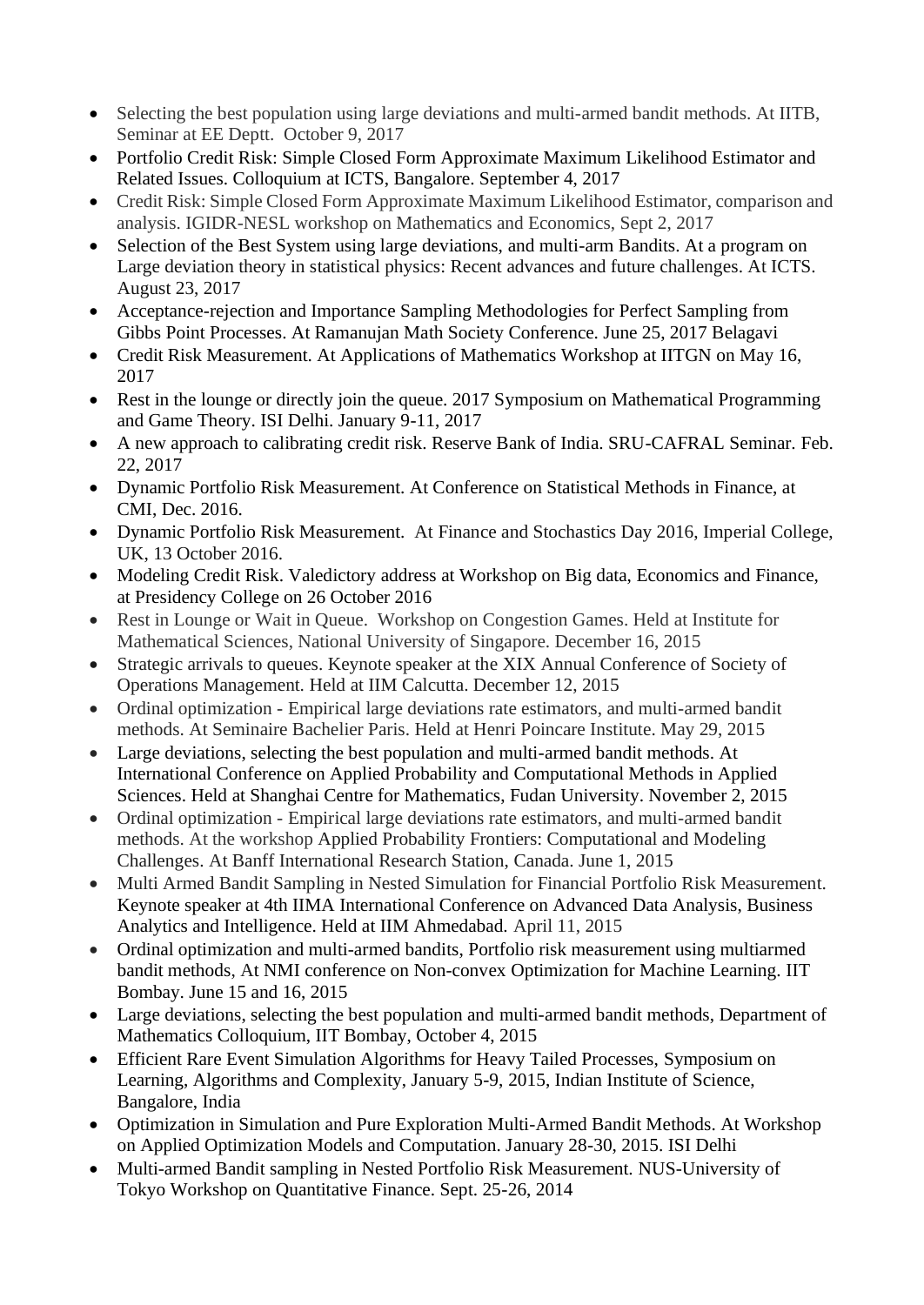- Selecting the best population using large deviations and multi-armed bandit methods. At IITB, Seminar at EE Deptt. October 9, 2017
- Portfolio Credit Risk: Simple Closed Form Approximate Maximum Likelihood Estimator and Related Issues. Colloquium at ICTS, Bangalore. September 4, 2017
- Credit Risk: Simple Closed Form Approximate Maximum Likelihood Estimator, comparison and analysis. IGIDR-NESL workshop on Mathematics and Economics, Sept 2, 2017
- Selection of the Best System using large deviations, and multi-arm Bandits. At a program on Large deviation theory in statistical physics: Recent advances and future challenges. At ICTS. August 23, 2017
- Acceptance-rejection and Importance Sampling Methodologies for Perfect Sampling from Gibbs Point Processes. At Ramanujan Math Society Conference. June 25, 2017 Belagavi
- Credit Risk Measurement. At Applications of Mathematics Workshop at IITGN on May 16, 2017
- Rest in the lounge or directly join the queue. 2017 Symposium on Mathematical Programming and Game Theory. ISI Delhi. January 9-11, 2017
- A new approach to calibrating credit risk. Reserve Bank of India. SRU-CAFRAL Seminar. Feb. 22, 2017
- Dynamic Portfolio Risk Measurement. At Conference on Statistical Methods in Finance, at CMI, Dec. 2016.
- Dynamic Portfolio Risk Measurement. At Finance and Stochastics Day 2016, Imperial College, UK, 13 October 2016.
- Modeling Credit Risk. Valedictory address at Workshop on Big data, Economics and Finance, at Presidency College on 26 October 2016
- Rest in Lounge or Wait in Queue. Workshop on Congestion Games. Held at Institute for Mathematical Sciences, National University of Singapore. December 16, 2015
- Strategic arrivals to queues. Keynote speaker at the XIX Annual Conference of Society of Operations Management. Held at IIM Calcutta. December 12, 2015
- Ordinal optimization - Empirical large deviations rate estimators, and multi-armed bandit methods. At Seminaire Bachelier Paris. Held at Henri Poincare Institute. May 29, 2015
- Large deviations, selecting the best population and multi-armed bandit methods. At International Conference on Applied Probability and Computational Methods in Applied Sciences. Held at Shanghai Centre for Mathematics, Fudan University. November 2, 2015
- Ordinal optimization - Empirical large deviations rate estimators, and multi-armed bandit methods. At the workshop Applied Probability Frontiers: Computational and Modeling Challenges. At Banff International Research Station, Canada. June 1, 2015
- Multi Armed Bandit Sampling in Nested Simulation for Financial Portfolio Risk Measurement. Keynote speaker at 4th IIMA International Conference on Advanced Data Analysis, Business Analytics and Intelligence. Held at IIM Ahmedabad. April 11, 2015
- Ordinal optimization and multi-armed bandits, Portfolio risk measurement using multiarmed bandit methods, At NMI conference on Non-convex Optimization for Machine Learning. IIT Bombay. June 15 and 16, 2015
- Large deviations, selecting the best population and multi-armed bandit methods, Department of Mathematics Colloquium, IIT Bombay, October 4, 2015
- Efficient Rare Event Simulation Algorithms for Heavy Tailed Processes, Symposium on Learning, Algorithms and Complexity, January 5-9, 2015, Indian Institute of Science, Bangalore, India
- Optimization in Simulation and Pure Exploration Multi-Armed Bandit Methods. At Workshop on Applied Optimization Models and Computation. January 28-30, 2015. ISI Delhi
- Multi-armed Bandit sampling in Nested Portfolio Risk Measurement. NUS-University of Tokyo Workshop on Quantitative Finance. Sept. 25-26, 2014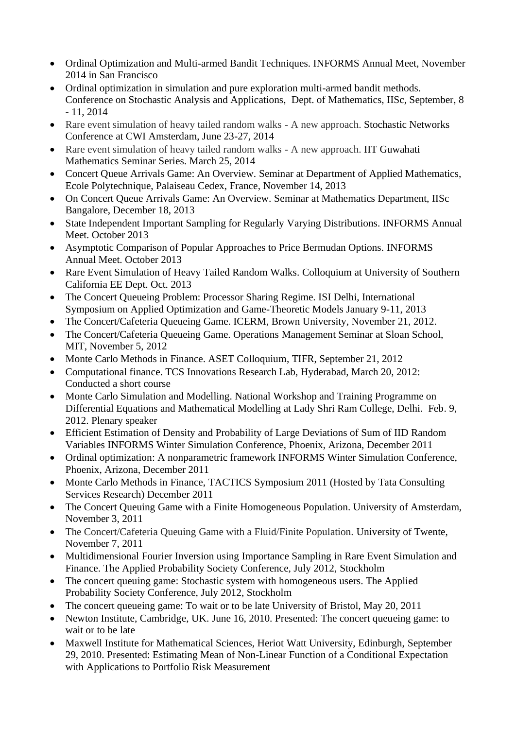- Ordinal Optimization and Multi-armed Bandit Techniques. INFORMS Annual Meet, November 2014 in San Francisco
- Ordinal optimization in simulation and pure exploration multi-armed bandit methods. Conference on Stochastic Analysis and Applications, Dept. of Mathematics, IISc, September, 8 - 11, 2014
- Rare event simulation of heavy tailed random walks - A new approach. Stochastic Networks Conference at CWI Amsterdam, June 23-27, 2014
- Rare event simulation of heavy tailed random walks - A new approach. IIT Guwahati Mathematics Seminar Series. March 25, 2014
- Concert Queue Arrivals Game: An Overview. Seminar at Department of Applied Mathematics, Ecole Polytechnique, Palaiseau Cedex, France, November 14, 2013
- On Concert Queue Arrivals Game: An Overview. Seminar at Mathematics Department, IISc Bangalore, December 18, 2013
- State Independent Important Sampling for Regularly Varying Distributions. INFORMS Annual Meet. October 2013
- Asymptotic Comparison of Popular Approaches to Price Bermudan Options. INFORMS Annual Meet. October 2013
- Rare Event Simulation of Heavy Tailed Random Walks. Colloquium at University of Southern California EE Dept. Oct. 2013
- The Concert Queueing Problem: Processor Sharing Regime. ISI Delhi, International Symposium on Applied Optimization and Game-Theoretic Models January 9-11, 2013
- The Concert/Cafeteria Queueing Game. ICERM, Brown University, November 21, 2012.
- The Concert/Cafeteria Queueing Game. Operations Management Seminar at Sloan School, MIT, November 5, 2012
- Monte Carlo Methods in Finance. ASET Colloquium, TIFR, September 21, 2012
- Computational finance. TCS Innovations Research Lab, Hyderabad, March 20, 2012: Conducted a short course
- Monte Carlo Simulation and Modelling. National Workshop and Training Programme on Differential Equations and Mathematical Modelling at Lady Shri Ram College, Delhi. Feb. 9, 2012. Plenary speaker
- Efficient Estimation of Density and Probability of Large Deviations of Sum of IID Random Variables INFORMS Winter Simulation Conference, Phoenix, Arizona, December 2011
- Ordinal optimization: A nonparametric framework INFORMS Winter Simulation Conference, Phoenix, Arizona, December 2011
- Monte Carlo Methods in Finance, TACTICS Symposium 2011 (Hosted by Tata Consulting Services Research) December 2011
- The Concert Queuing Game with a Finite Homogeneous Population. University of Amsterdam, November 3, 2011
- The Concert/Cafeteria Queuing Game with a Fluid/Finite Population. University of Twente, November 7, 2011
- Multidimensional Fourier Inversion using Importance Sampling in Rare Event Simulation and Finance. The Applied Probability Society Conference, July 2012, Stockholm
- The concert queuing game: Stochastic system with homogeneous users. The Applied Probability Society Conference, July 2012, Stockholm
- The concert queueing game: To wait or to be late University of Bristol, May 20, 2011
- Newton Institute, Cambridge, UK. June 16, 2010. Presented: The concert queueing game: to wait or to be late
- Maxwell Institute for Mathematical Sciences, Heriot Watt University, Edinburgh, September 29, 2010. Presented: Estimating Mean of Non-Linear Function of a Conditional Expectation with Applications to Portfolio Risk Measurement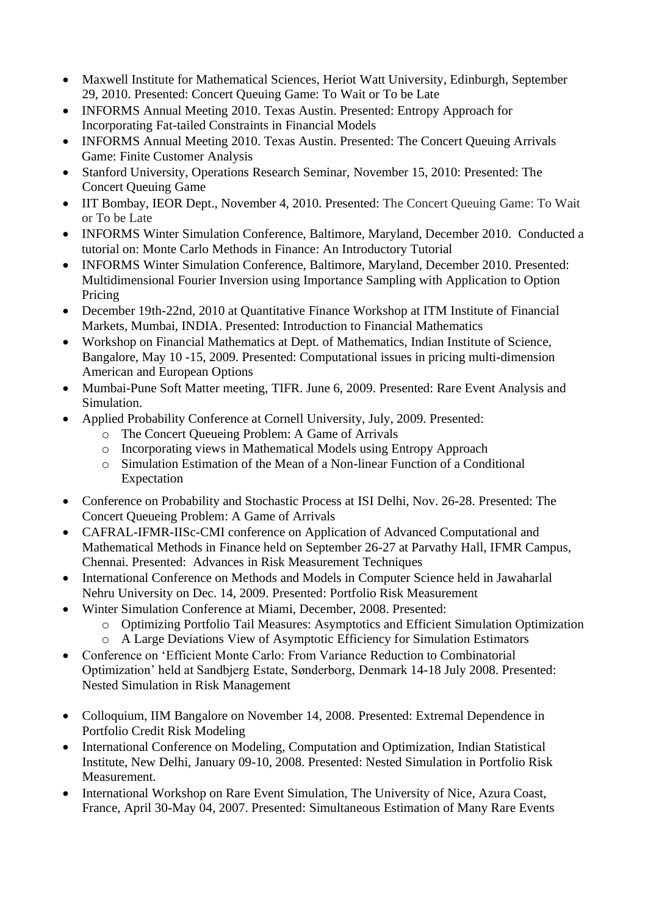- Maxwell Institute for Mathematical Sciences, Heriot Watt University, Edinburgh, September 29, 2010. Presented: Concert Queuing Game: To Wait or To be Late
- INFORMS Annual Meeting 2010. Texas Austin. Presented: Entropy Approach for Incorporating Fat-tailed Constraints in Financial Models
- INFORMS Annual Meeting 2010. Texas Austin. Presented: The Concert Queuing Arrivals Game: Finite Customer Analysis
- Stanford University, Operations Research Seminar, November 15, 2010: Presented: The Concert Queuing Game
- IIT Bombay, IEOR Dept., November 4, 2010. Presented: The Concert Queuing Game: To Wait or To be Late
- INFORMS Winter Simulation Conference, Baltimore, Maryland, December 2010. Conducted a tutorial on: Monte Carlo Methods in Finance: An Introductory Tutorial
- INFORMS Winter Simulation Conference, Baltimore, Maryland, December 2010. Presented: Multidimensional Fourier Inversion using Importance Sampling with Application to Option Pricing
- December 19th-22nd, 2010 at Quantitative Finance Workshop at ITM Institute of Financial Markets, Mumbai, INDIA. Presented: Introduction to Financial Mathematics
- Workshop on Financial Mathematics at Dept. of Mathematics, Indian Institute of Science, Bangalore, May 10 -15, 2009. Presented: Computational issues in pricing multi-dimension American and European Options
- Mumbai-Pune Soft Matter meeting, TIFR. June 6, 2009. Presented: Rare Event Analysis and Simulation.
- Applied Probability Conference at Cornell University, July, 2009. Presented:
    - The Concert Queueing Problem: A Game of Arrivals
    - Incorporating views in Mathematical Models using Entropy Approach
    - Simulation Estimation of the Mean of a Non-linear Function of a Conditional Expectation
- Conference on Probability and Stochastic Process at ISI Delhi, Nov. 26-28. Presented: The Concert Queueing Problem: A Game of Arrivals
- CAFRAL-IFMR-IISc-CMI conference on Application of Advanced Computational and Mathematical Methods in Finance held on September 26-27 at Parvathy Hall, IFMR Campus, Chennai. Presented: Advances in Risk Measurement Techniques
- International Conference on Methods and Models in Computer Science held in Jawaharlal Nehru University on Dec. 14, 2009. Presented: Portfolio Risk Measurement
- Winter Simulation Conference at Miami, December, 2008. Presented:
    - Optimizing Portfolio Tail Measures: Asymptotics and Efficient Simulation Optimization
    - A Large Deviations View of Asymptotic Efficiency for Simulation Estimators
- Conference on 'Efficient Monte Carlo: From Variance Reduction to Combinatorial Optimization' held at Sandbjerg Estate, Sønderborg, Denmark 14-18 July 2008. Presented: Nested Simulation in Risk Management
- Colloquium, IIM Bangalore on November 14, 2008. Presented: Extremal Dependence in Portfolio Credit Risk Modeling
- International Conference on Modeling, Computation and Optimization, Indian Statistical Institute, New Delhi, January 09-10, 2008. Presented: Nested Simulation in Portfolio Risk Measurement.
- International Workshop on Rare Event Simulation, The University of Nice, Azura Coast, France, April 30-May 04, 2007. Presented: Simultaneous Estimation of Many Rare Events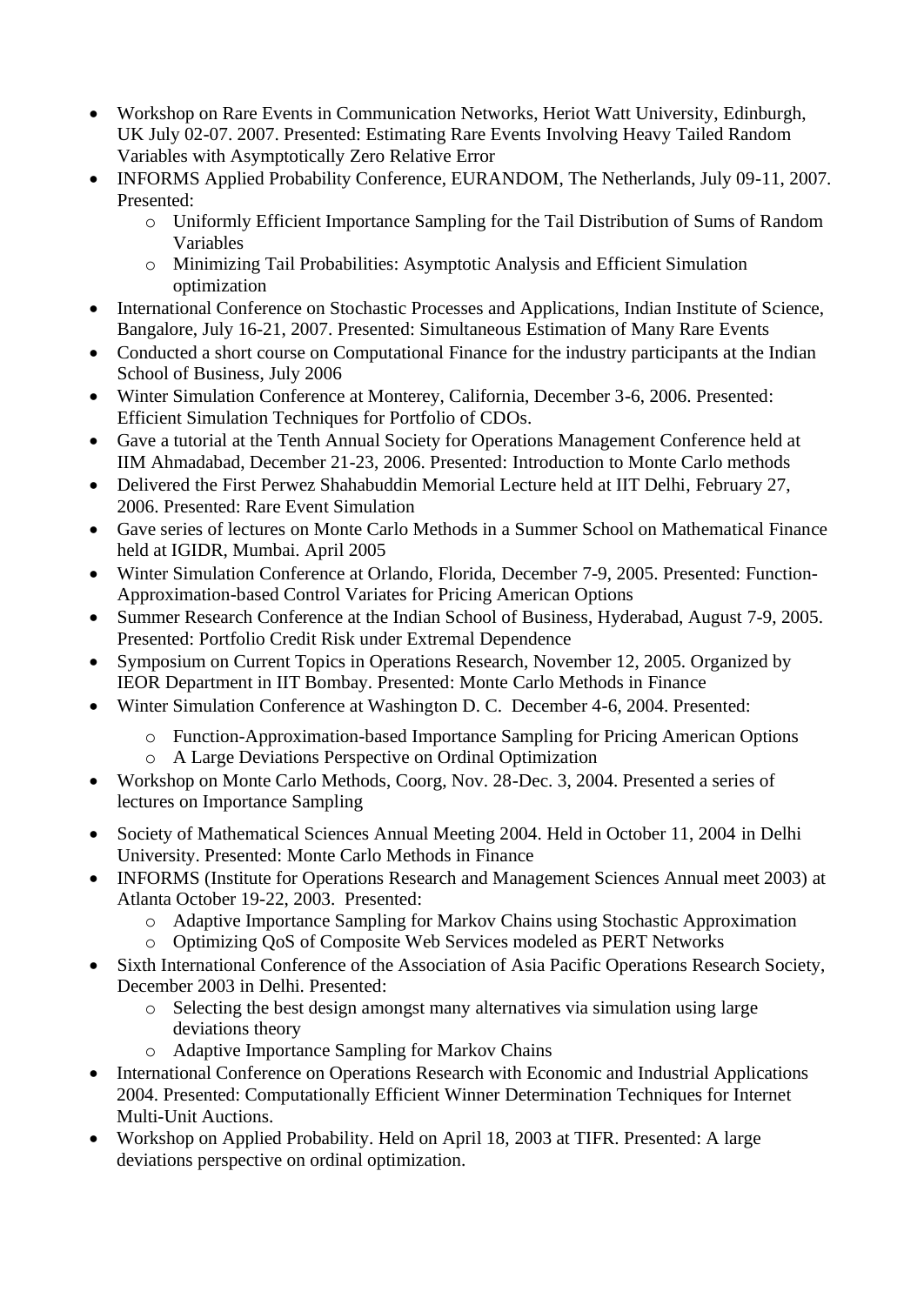- Workshop on Rare Events in Communication Networks, Heriot Watt University, Edinburgh, UK July 02-07. 2007. Presented: Estimating Rare Events Involving Heavy Tailed Random Variables with Asymptotically Zero Relative Error
- INFORMS Applied Probability Conference, EURANDOM, The Netherlands, July 09-11, 2007. Presented:
    - Uniformly Efficient Importance Sampling for the Tail Distribution of Sums of Random Variables
    - Minimizing Tail Probabilities: Asymptotic Analysis and Efficient Simulation optimization
- International Conference on Stochastic Processes and Applications, Indian Institute of Science, Bangalore, July 16-21, 2007. Presented: Simultaneous Estimation of Many Rare Events
- Conducted a short course on Computational Finance for the industry participants at the Indian School of Business, July 2006
- Winter Simulation Conference at Monterey, California, December 3-6, 2006. Presented: Efficient Simulation Techniques for Portfolio of CDOs.
- Gave a tutorial at the Tenth Annual Society for Operations Management Conference held at IIM Ahmadabad, December 21-23, 2006. Presented: Introduction to Monte Carlo methods
- Delivered the First Perwez Shahabuddin Memorial Lecture held at IIT Delhi, February 27, 2006. Presented: Rare Event Simulation
- Gave series of lectures on Monte Carlo Methods in a Summer School on Mathematical Finance held at IGIDR, Mumbai. April 2005
- Winter Simulation Conference at Orlando, Florida, December 7-9, 2005. Presented: Function-Approximation-based Control Variates for Pricing American Options
- Summer Research Conference at the Indian School of Business, Hyderabad, August 7-9, 2005. Presented: Portfolio Credit Risk under Extremal Dependence
- Symposium on Current Topics in Operations Research, November 12, 2005. Organized by IEOR Department in IIT Bombay. Presented: Monte Carlo Methods in Finance
- Winter Simulation Conference at Washington D. C. December 4-6, 2004. Presented:
    - Function-Approximation-based Importance Sampling for Pricing American Options
    - A Large Deviations Perspective on Ordinal Optimization
- Workshop on Monte Carlo Methods, Coorg, Nov. 28-Dec. 3, 2004. Presented a series of lectures on Importance Sampling
- Society of Mathematical Sciences Annual Meeting 2004. Held in October 11, 2004 in Delhi University. Presented: Monte Carlo Methods in Finance
- INFORMS (Institute for Operations Research and Management Sciences Annual meet 2003) at Atlanta October 19-22, 2003. Presented:
    - Adaptive Importance Sampling for Markov Chains using Stochastic Approximation
    - Optimizing QoS of Composite Web Services modeled as PERT Networks
- Sixth International Conference of the Association of Asia Pacific Operations Research Society, December 2003 in Delhi. Presented:
    - Selecting the best design amongst many alternatives via simulation using large deviations theory
    - Adaptive Importance Sampling for Markov Chains
- International Conference on Operations Research with Economic and Industrial Applications 2004. Presented: Computationally Efficient Winner Determination Techniques for Internet Multi-Unit Auctions.
- Workshop on Applied Probability. Held on April 18, 2003 at TIFR. Presented: A large deviations perspective on ordinal optimization.